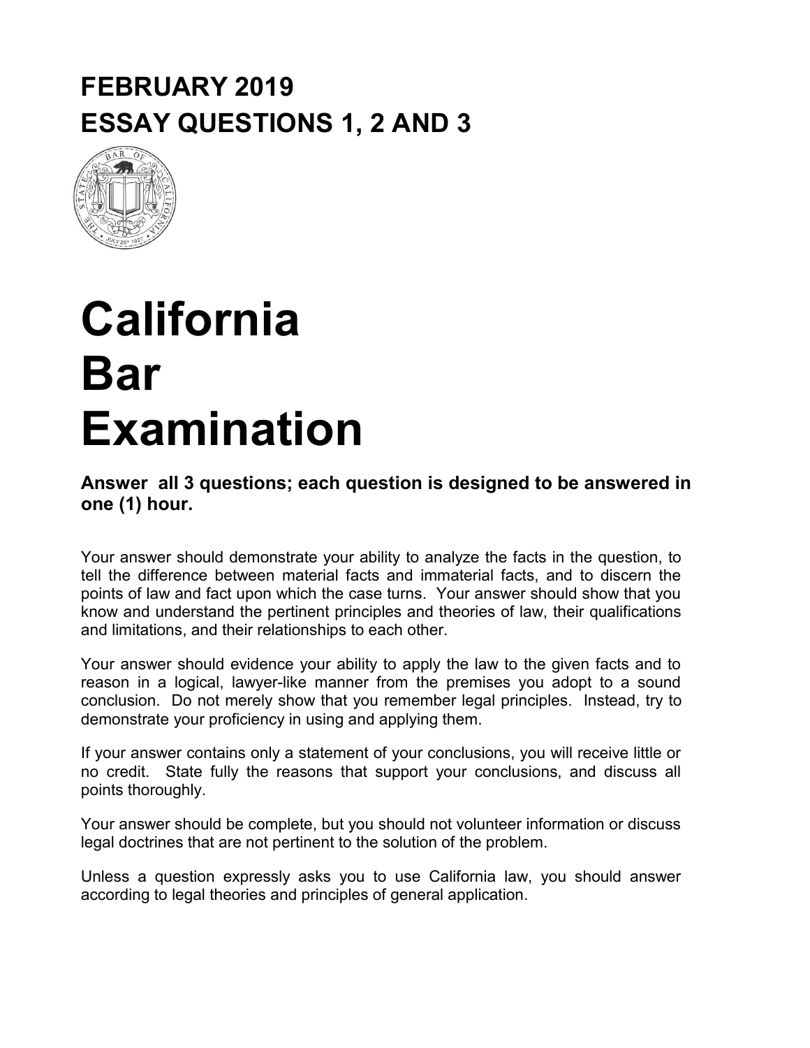# FEBRUARY 2019
# ESSAY QUESTIONS 1, 2 AND 3

# California Bar Examination

**Answer all 3 questions; each question is designed to be answered in one (1) hour.**

Your answer should demonstrate your ability to analyze the facts in the question, to tell the difference between material facts and immaterial facts, and to discern the points of law and fact upon which the case turns. Your answer should show that you know and understand the pertinent principles and theories of law, their qualifications and limitations, and their relationships to each other.

Your answer should evidence your ability to apply the law to the given facts and to reason in a logical, lawyer-like manner from the premises you adopt to a sound conclusion. Do not merely show that you remember legal principles. Instead, try to demonstrate your proficiency in using and applying them.

If your answer contains only a statement of your conclusions, you will receive little or no credit. State fully the reasons that support your conclusions, and discuss all points thoroughly.

Your answer should be complete, but you should not volunteer information or discuss legal doctrines that are not pertinent to the solution of the problem.

Unless a question expressly asks you to use California law, you should answer according to legal theories and principles of general application.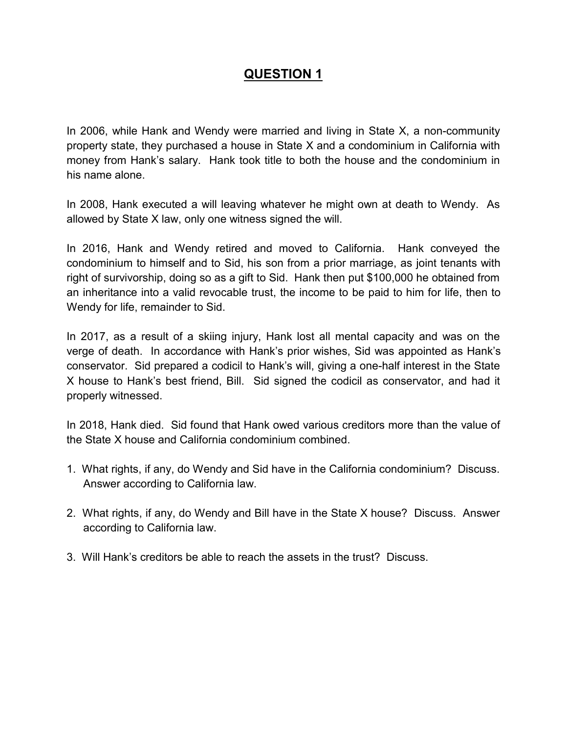# QUESTION 1

In 2006, while Hank and Wendy were married and living in State X, a non-community property state, they purchased a house in State X and a condominium in California with money from Hank's salary. Hank took title to both the house and the condominium in his name alone.

In 2008, Hank executed a will leaving whatever he might own at death to Wendy. As allowed by State X law, only one witness signed the will.

In 2016, Hank and Wendy retired and moved to California. Hank conveyed the condominium to himself and to Sid, his son from a prior marriage, as joint tenants with right of survivorship, doing so as a gift to Sid. Hank then put $100,000 he obtained from an inheritance into a valid revocable trust, the income to be paid to him for life, then to Wendy for life, remainder to Sid.

In 2017, as a result of a skiing injury, Hank lost all mental capacity and was on the verge of death. In accordance with Hank's prior wishes, Sid was appointed as Hank's conservator. Sid prepared a codicil to Hank's will, giving a one-half interest in the State X house to Hank's best friend, Bill. Sid signed the codicil as conservator, and had it properly witnessed.

In 2018, Hank died. Sid found that Hank owed various creditors more than the value of the State X house and California condominium combined.

1. What rights, if any, do Wendy and Sid have in the California condominium? Discuss. Answer according to California law.

2. What rights, if any, do Wendy and Bill have in the State X house? Discuss. Answer according to California law.

3. Will Hank's creditors be able to reach the assets in the trust? Discuss.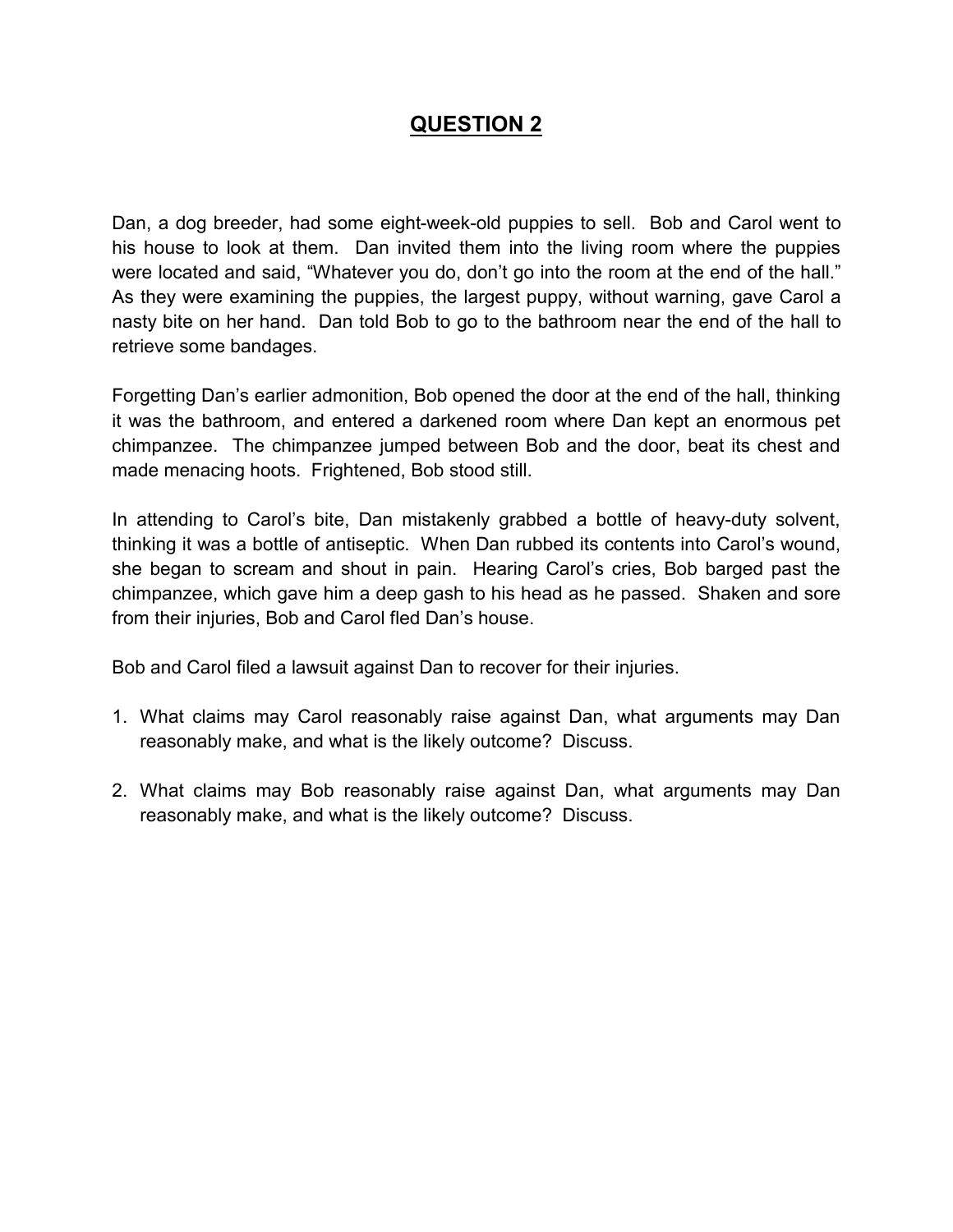# QUESTION 2

Dan, a dog breeder, had some eight-week-old puppies to sell. Bob and Carol went to his house to look at them. Dan invited them into the living room where the puppies were located and said, "Whatever you do, don't go into the room at the end of the hall." As they were examining the puppies, the largest puppy, without warning, gave Carol a nasty bite on her hand. Dan told Bob to go to the bathroom near the end of the hall to retrieve some bandages.

Forgetting Dan's earlier admonition, Bob opened the door at the end of the hall, thinking it was the bathroom, and entered a darkened room where Dan kept an enormous pet chimpanzee. The chimpanzee jumped between Bob and the door, beat its chest and made menacing hoots. Frightened, Bob stood still.

In attending to Carol's bite, Dan mistakenly grabbed a bottle of heavy-duty solvent, thinking it was a bottle of antiseptic. When Dan rubbed its contents into Carol's wound, she began to scream and shout in pain. Hearing Carol's cries, Bob barged past the chimpanzee, which gave him a deep gash to his head as he passed. Shaken and sore from their injuries, Bob and Carol fled Dan's house.

Bob and Carol filed a lawsuit against Dan to recover for their injuries.

1. What claims may Carol reasonably raise against Dan, what arguments may Dan reasonably make, and what is the likely outcome? Discuss.

2. What claims may Bob reasonably raise against Dan, what arguments may Dan reasonably make, and what is the likely outcome? Discuss.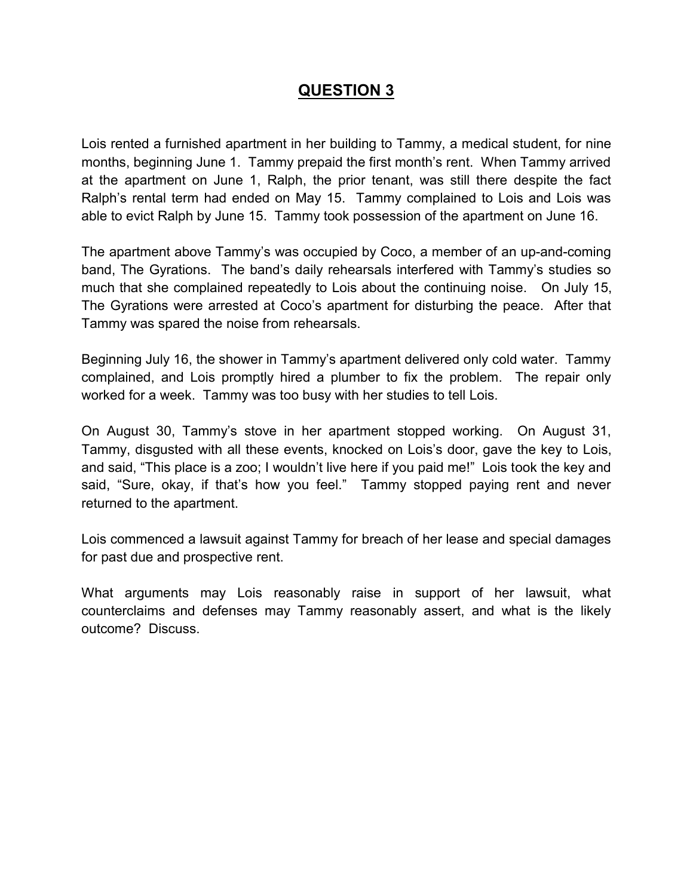# QUESTION 3

Lois rented a furnished apartment in her building to Tammy, a medical student, for nine months, beginning June 1. Tammy prepaid the first month's rent. When Tammy arrived at the apartment on June 1, Ralph, the prior tenant, was still there despite the fact Ralph's rental term had ended on May 15. Tammy complained to Lois and Lois was able to evict Ralph by June 15. Tammy took possession of the apartment on June 16.

The apartment above Tammy's was occupied by Coco, a member of an up-and-coming band, The Gyrations. The band's daily rehearsals interfered with Tammy's studies so much that she complained repeatedly to Lois about the continuing noise. On July 15, The Gyrations were arrested at Coco's apartment for disturbing the peace. After that Tammy was spared the noise from rehearsals.

Beginning July 16, the shower in Tammy's apartment delivered only cold water. Tammy complained, and Lois promptly hired a plumber to fix the problem. The repair only worked for a week. Tammy was too busy with her studies to tell Lois.

On August 30, Tammy's stove in her apartment stopped working. On August 31, Tammy, disgusted with all these events, knocked on Lois's door, gave the key to Lois, and said, "This place is a zoo; I wouldn't live here if you paid me!" Lois took the key and said, "Sure, okay, if that's how you feel." Tammy stopped paying rent and never returned to the apartment.

Lois commenced a lawsuit against Tammy for breach of her lease and special damages for past due and prospective rent.

What arguments may Lois reasonably raise in support of her lawsuit, what counterclaims and defenses may Tammy reasonably assert, and what is the likely outcome? Discuss.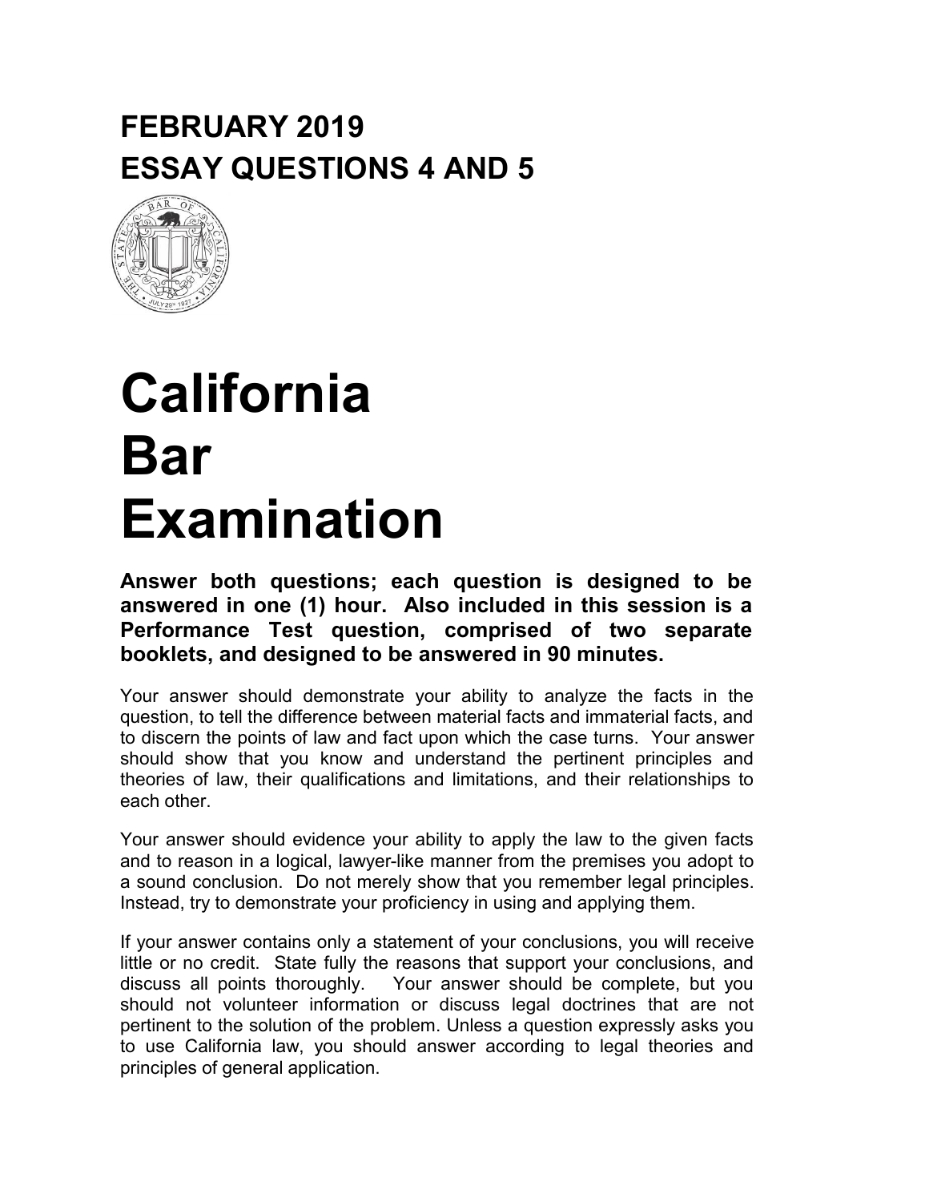# FEBRUARY 2019
# ESSAY QUESTIONS 4 AND 5

# California Bar Examination

**Answer both questions; each question is designed to be answered in one (1) hour. Also included in this session is a Performance Test question, comprised of two separate booklets, and designed to be answered in 90 minutes.**

Your answer should demonstrate your ability to analyze the facts in the question, to tell the difference between material facts and immaterial facts, and to discern the points of law and fact upon which the case turns. Your answer should show that you know and understand the pertinent principles and theories of law, their qualifications and limitations, and their relationships to each other.

Your answer should evidence your ability to apply the law to the given facts and to reason in a logical, lawyer-like manner from the premises you adopt to a sound conclusion. Do not merely show that you remember legal principles. Instead, try to demonstrate your proficiency in using and applying them.

If your answer contains only a statement of your conclusions, you will receive little or no credit. State fully the reasons that support your conclusions, and discuss all points thoroughly. Your answer should be complete, but you should not volunteer information or discuss legal doctrines that are not pertinent to the solution of the problem. Unless a question expressly asks you to use California law, you should answer according to legal theories and principles of general application.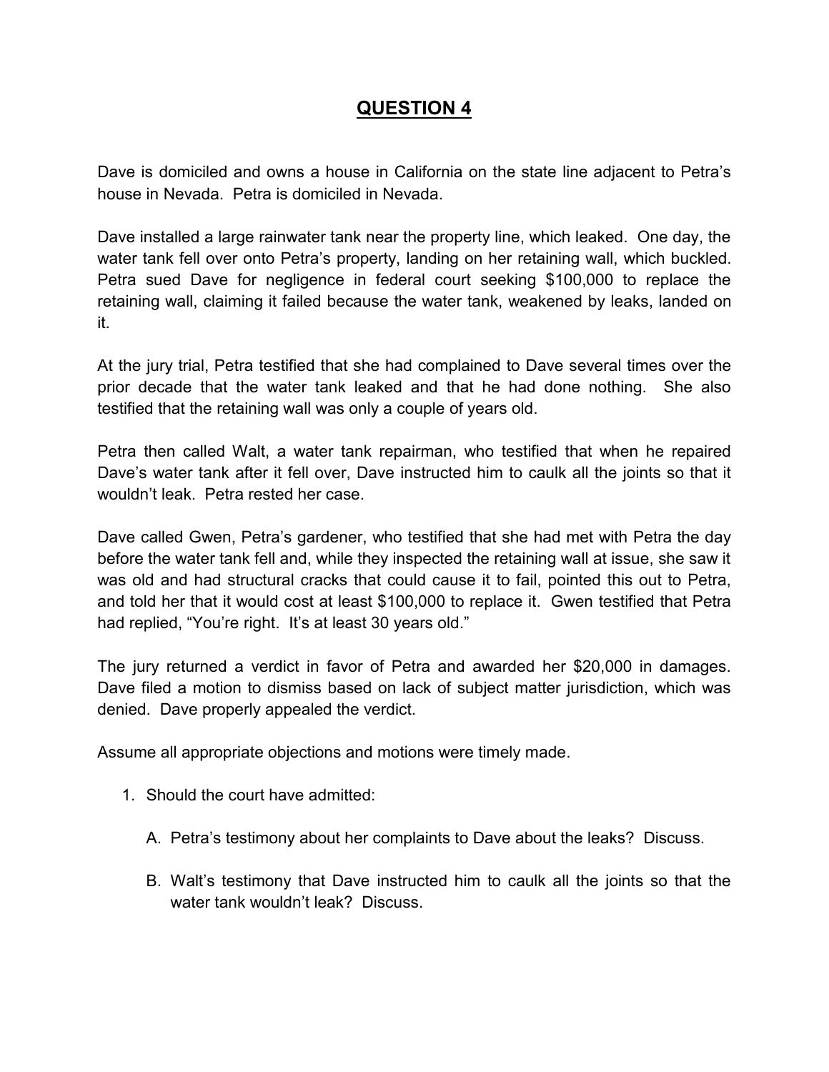# QUESTION 4

Dave is domiciled and owns a house in California on the state line adjacent to Petra's house in Nevada. Petra is domiciled in Nevada.

Dave installed a large rainwater tank near the property line, which leaked. One day, the water tank fell over onto Petra's property, landing on her retaining wall, which buckled. Petra sued Dave for negligence in federal court seeking $100,000 to replace the retaining wall, claiming it failed because the water tank, weakened by leaks, landed on it.

At the jury trial, Petra testified that she had complained to Dave several times over the prior decade that the water tank leaked and that he had done nothing. She also testified that the retaining wall was only a couple of years old.

Petra then called Walt, a water tank repairman, who testified that when he repaired Dave's water tank after it fell over, Dave instructed him to caulk all the joints so that it wouldn't leak. Petra rested her case.

Dave called Gwen, Petra's gardener, who testified that she had met with Petra the day before the water tank fell and, while they inspected the retaining wall at issue, she saw it was old and had structural cracks that could cause it to fail, pointed this out to Petra, and told her that it would cost at least $100,000 to replace it. Gwen testified that Petra had replied, "You're right. It's at least 30 years old."

The jury returned a verdict in favor of Petra and awarded her $20,000 in damages. Dave filed a motion to dismiss based on lack of subject matter jurisdiction, which was denied. Dave properly appealed the verdict.

Assume all appropriate objections and motions were timely made.

1. Should the court have admitted:

   A. Petra's testimony about her complaints to Dave about the leaks? Discuss.

   B. Walt's testimony that Dave instructed him to caulk all the joints so that the water tank wouldn't leak? Discuss.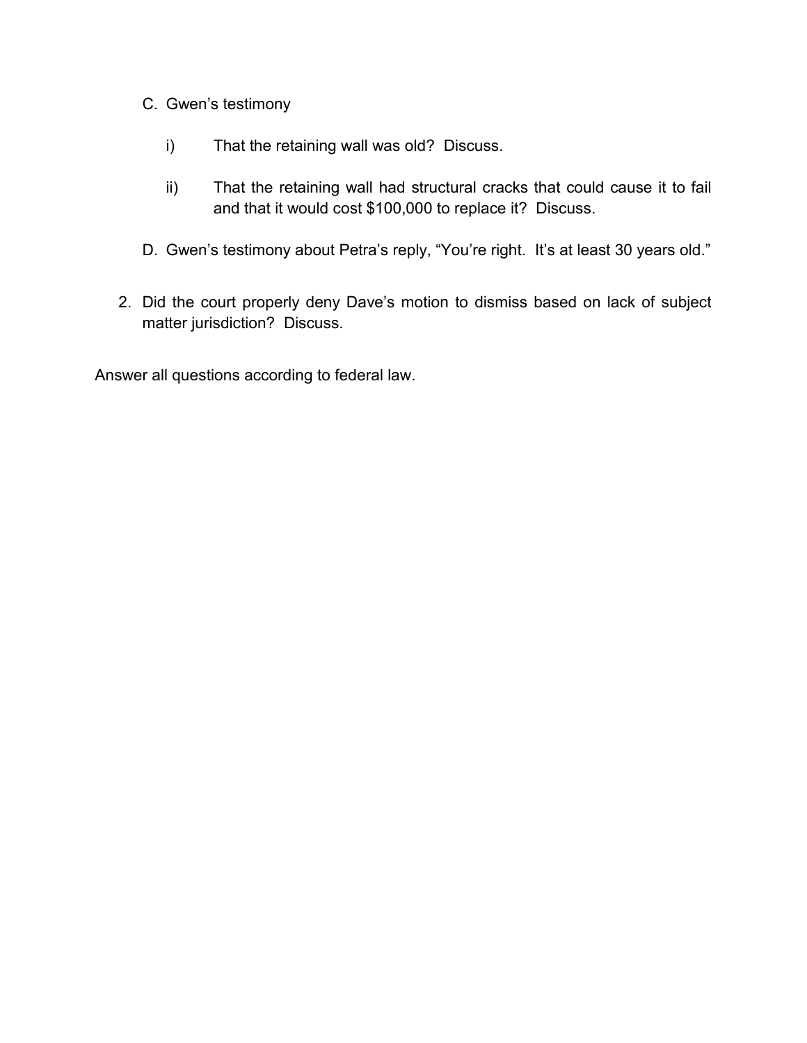C. Gwen's testimony

   i) That the retaining wall was old? Discuss.

   ii) That the retaining wall had structural cracks that could cause it to fail and that it would cost $100,000 to replace it? Discuss.

D. Gwen's testimony about Petra's reply, "You're right. It's at least 30 years old."

2. Did the court properly deny Dave's motion to dismiss based on lack of subject matter jurisdiction? Discuss.

Answer all questions according to federal law.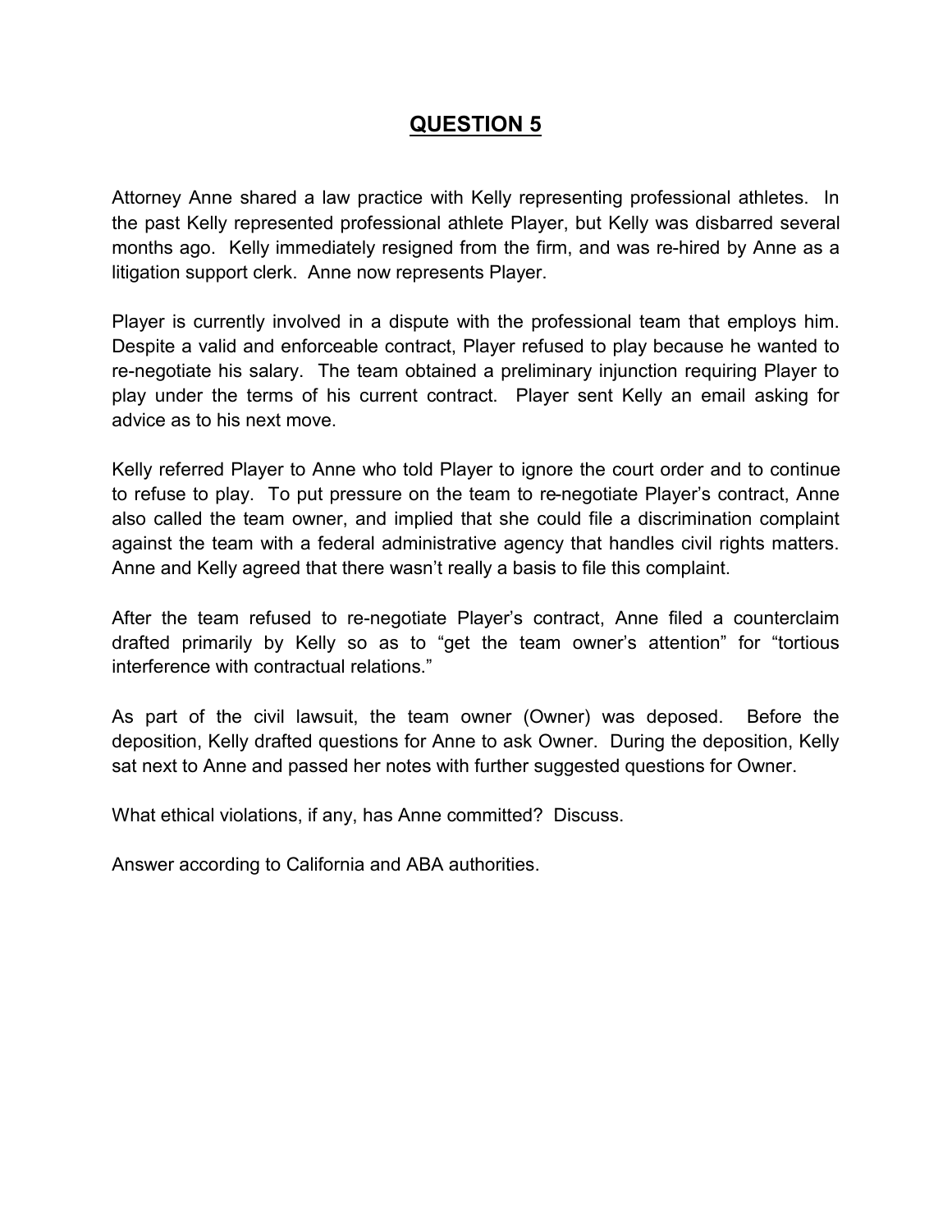# QUESTION 5

Attorney Anne shared a law practice with Kelly representing professional athletes. In the past Kelly represented professional athlete Player, but Kelly was disbarred several months ago. Kelly immediately resigned from the firm, and was re-hired by Anne as a litigation support clerk. Anne now represents Player.

Player is currently involved in a dispute with the professional team that employs him. Despite a valid and enforceable contract, Player refused to play because he wanted to re-negotiate his salary. The team obtained a preliminary injunction requiring Player to play under the terms of his current contract. Player sent Kelly an email asking for advice as to his next move.

Kelly referred Player to Anne who told Player to ignore the court order and to continue to refuse to play. To put pressure on the team to re-negotiate Player's contract, Anne also called the team owner, and implied that she could file a discrimination complaint against the team with a federal administrative agency that handles civil rights matters. Anne and Kelly agreed that there wasn't really a basis to file this complaint.

After the team refused to re-negotiate Player's contract, Anne filed a counterclaim drafted primarily by Kelly so as to "get the team owner's attention" for "tortious interference with contractual relations."

As part of the civil lawsuit, the team owner (Owner) was deposed. Before the deposition, Kelly drafted questions for Anne to ask Owner. During the deposition, Kelly sat next to Anne and passed her notes with further suggested questions for Owner.

What ethical violations, if any, has Anne committed? Discuss.

Answer according to California and ABA authorities.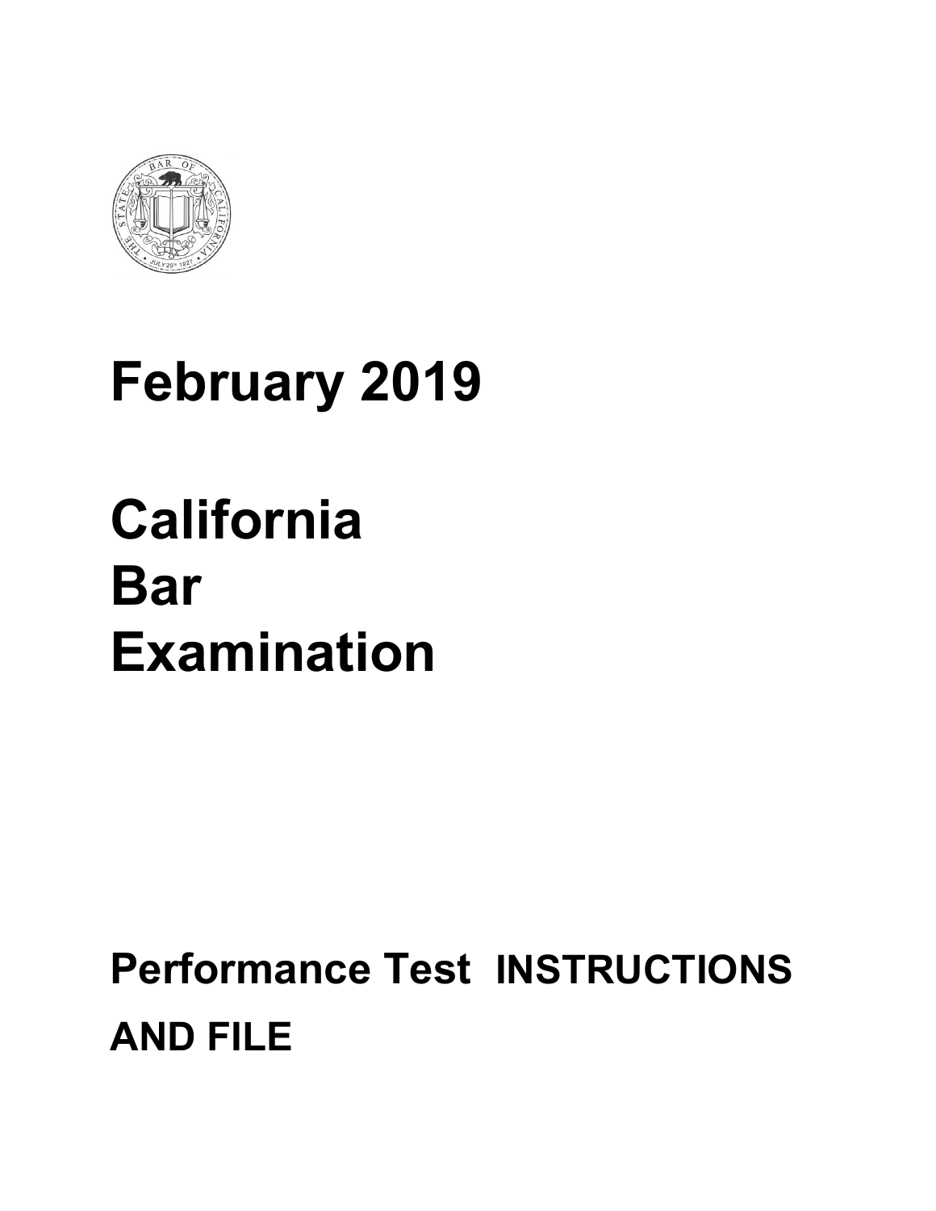# February 2019

# California
# Bar
# Examination

## Performance Test INSTRUCTIONS AND FILE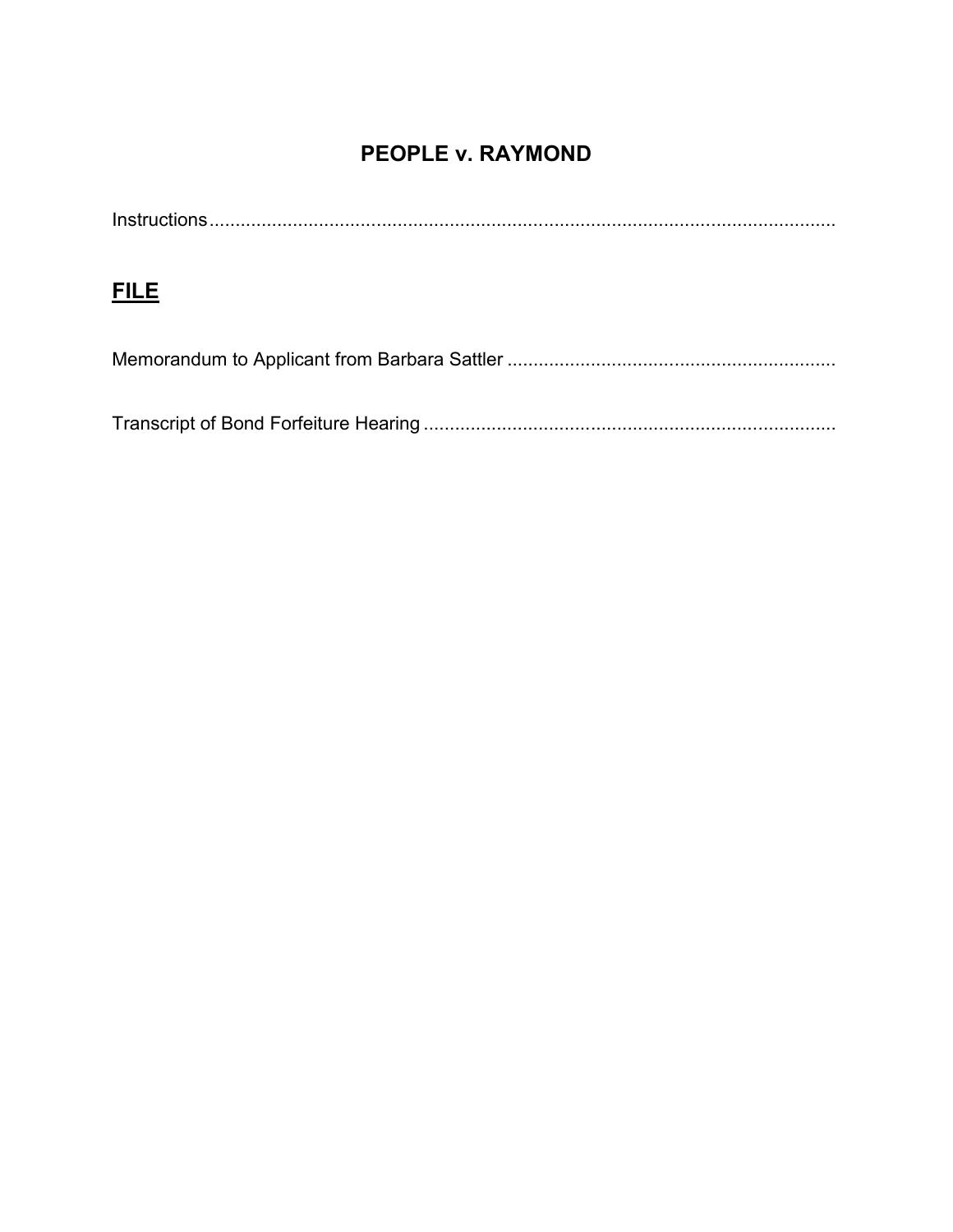# PEOPLE v. RAYMOND

Instructions........................................................................................................................

## FILE

Memorandum to Applicant from Barbara Sattler ..............................................................

Transcript of Bond Forfeiture Hearing ...............................................................................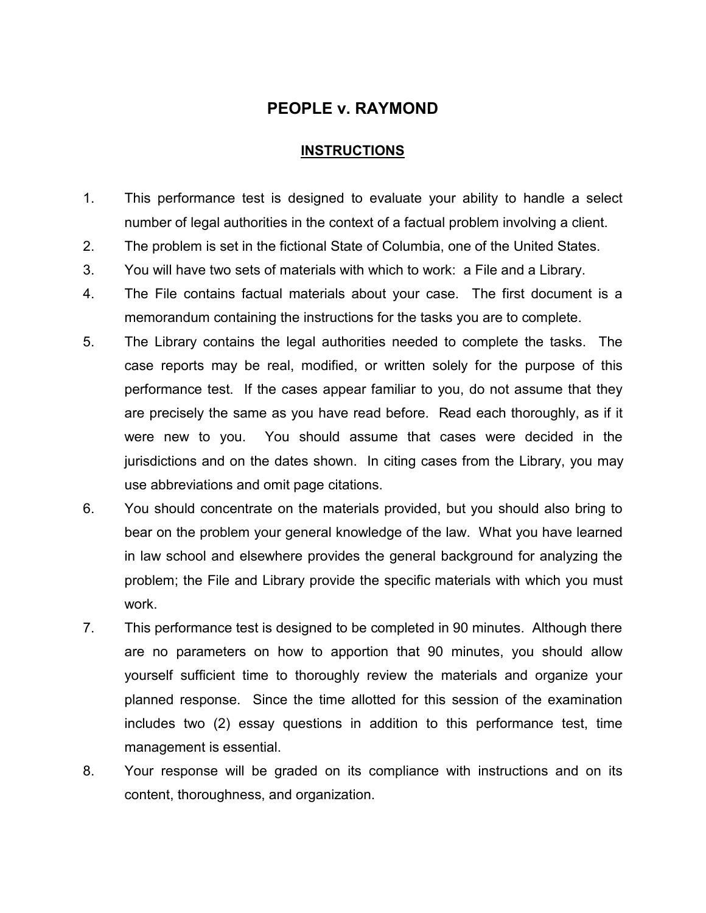# PEOPLE v. RAYMOND

## INSTRUCTIONS

1. This performance test is designed to evaluate your ability to handle a select number of legal authorities in the context of a factual problem involving a client.
2. The problem is set in the fictional State of Columbia, one of the United States.
3. You will have two sets of materials with which to work: a File and a Library.
4. The File contains factual materials about your case. The first document is a memorandum containing the instructions for the tasks you are to complete.
5. The Library contains the legal authorities needed to complete the tasks. The case reports may be real, modified, or written solely for the purpose of this performance test. If the cases appear familiar to you, do not assume that they are precisely the same as you have read before. Read each thoroughly, as if it were new to you. You should assume that cases were decided in the jurisdictions and on the dates shown. In citing cases from the Library, you may use abbreviations and omit page citations.
6. You should concentrate on the materials provided, but you should also bring to bear on the problem your general knowledge of the law. What you have learned in law school and elsewhere provides the general background for analyzing the problem; the File and Library provide the specific materials with which you must work.
7. This performance test is designed to be completed in 90 minutes. Although there are no parameters on how to apportion that 90 minutes, you should allow yourself sufficient time to thoroughly review the materials and organize your planned response. Since the time allotted for this session of the examination includes two (2) essay questions in addition to this performance test, time management is essential.
8. Your response will be graded on its compliance with instructions and on its content, thoroughness, and organization.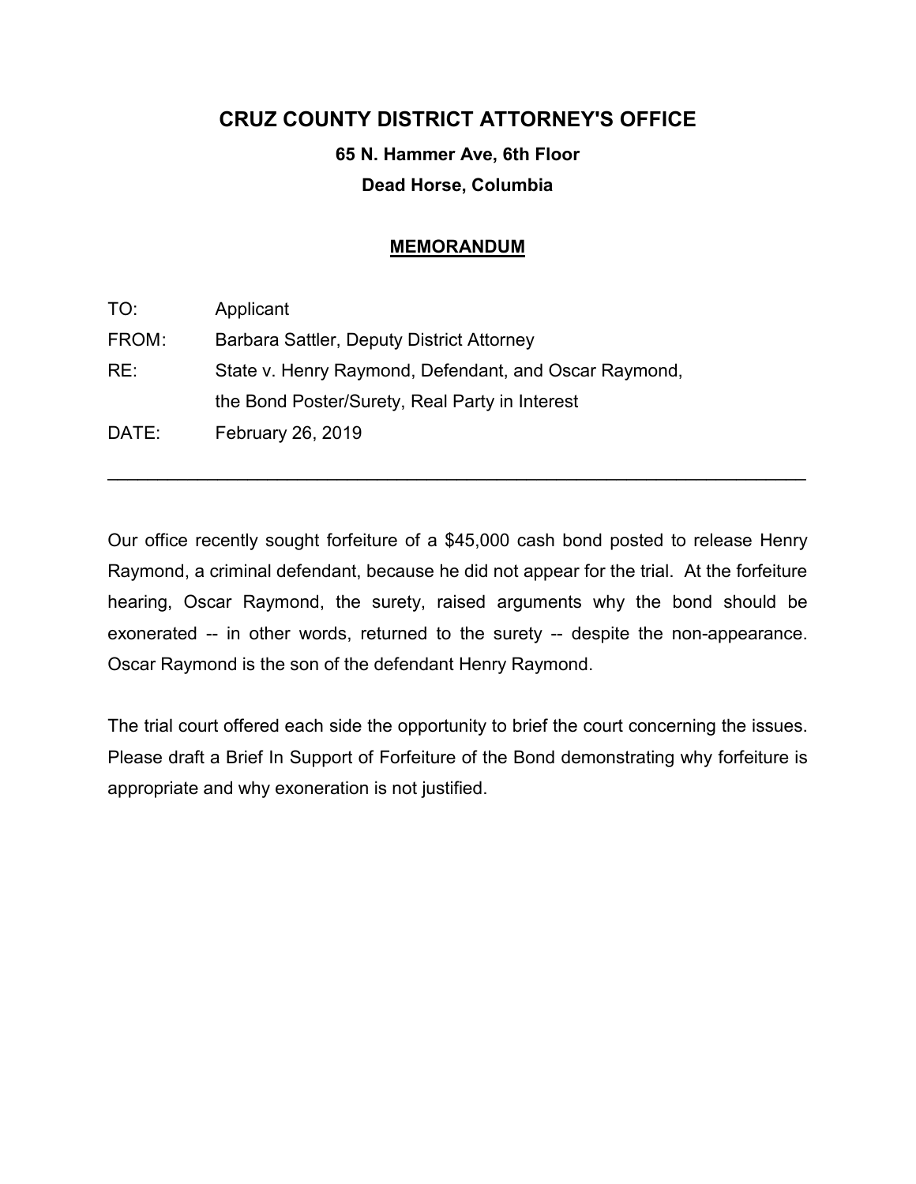# CRUZ COUNTY DISTRICT ATTORNEY'S OFFICE

**65 N. Hammer Ave, 6th Floor**

**Dead Horse, Columbia**

## <u>MEMORANDUM</u>

| | |
|---|---|
| TO: | Applicant |
| FROM: | Barbara Sattler, Deputy District Attorney |
| RE: | State v. Henry Raymond, Defendant, and Oscar Raymond, the Bond Poster/Surety, Real Party in Interest |
| DATE: | February 26, 2019 |

---

Our office recently sought forfeiture of a $45,000 cash bond posted to release Henry Raymond, a criminal defendant, because he did not appear for the trial. At the forfeiture hearing, Oscar Raymond, the surety, raised arguments why the bond should be exonerated -- in other words, returned to the surety -- despite the non-appearance. Oscar Raymond is the son of the defendant Henry Raymond.

The trial court offered each side the opportunity to brief the court concerning the issues. Please draft a Brief In Support of Forfeiture of the Bond demonstrating why forfeiture is appropriate and why exoneration is not justified.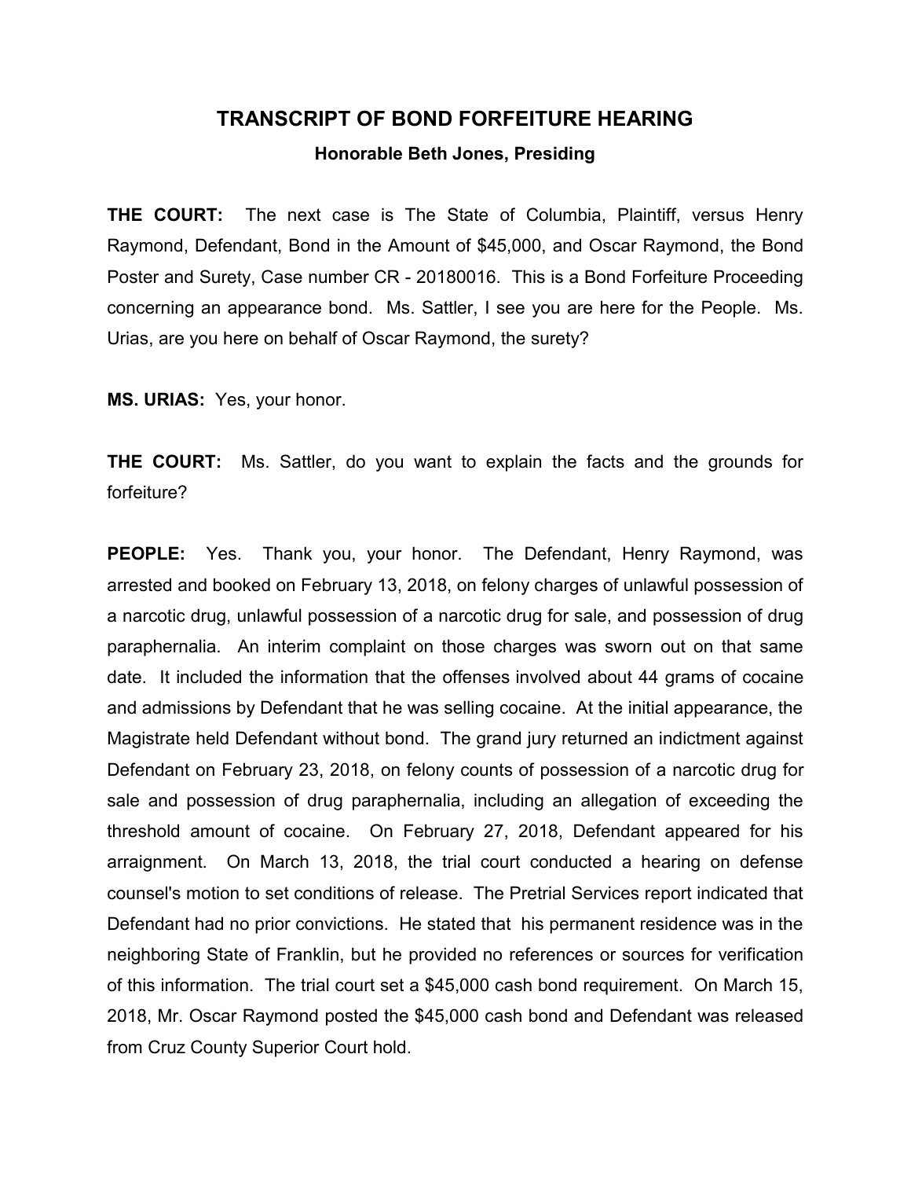# TRANSCRIPT OF BOND FORFEITURE HEARING

### Honorable Beth Jones, Presiding

**THE COURT:** The next case is The State of Columbia, Plaintiff, versus Henry Raymond, Defendant, Bond in the Amount of $45,000, and Oscar Raymond, the Bond Poster and Surety, Case number CR - 20180016. This is a Bond Forfeiture Proceeding concerning an appearance bond. Ms. Sattler, I see you are here for the People. Ms. Urias, are you here on behalf of Oscar Raymond, the surety?

**MS. URIAS:** Yes, your honor.

**THE COURT:** Ms. Sattler, do you want to explain the facts and the grounds for forfeiture?

**PEOPLE:** Yes. Thank you, your honor. The Defendant, Henry Raymond, was arrested and booked on February 13, 2018, on felony charges of unlawful possession of a narcotic drug, unlawful possession of a narcotic drug for sale, and possession of drug paraphernalia. An interim complaint on those charges was sworn out on that same date. It included the information that the offenses involved about 44 grams of cocaine and admissions by Defendant that he was selling cocaine. At the initial appearance, the Magistrate held Defendant without bond. The grand jury returned an indictment against Defendant on February 23, 2018, on felony counts of possession of a narcotic drug for sale and possession of drug paraphernalia, including an allegation of exceeding the threshold amount of cocaine. On February 27, 2018, Defendant appeared for his arraignment. On March 13, 2018, the trial court conducted a hearing on defense counsel's motion to set conditions of release. The Pretrial Services report indicated that Defendant had no prior convictions. He stated that his permanent residence was in the neighboring State of Franklin, but he provided no references or sources for verification of this information. The trial court set a $45,000 cash bond requirement. On March 15, 2018, Mr. Oscar Raymond posted the $45,000 cash bond and Defendant was released from Cruz County Superior Court hold.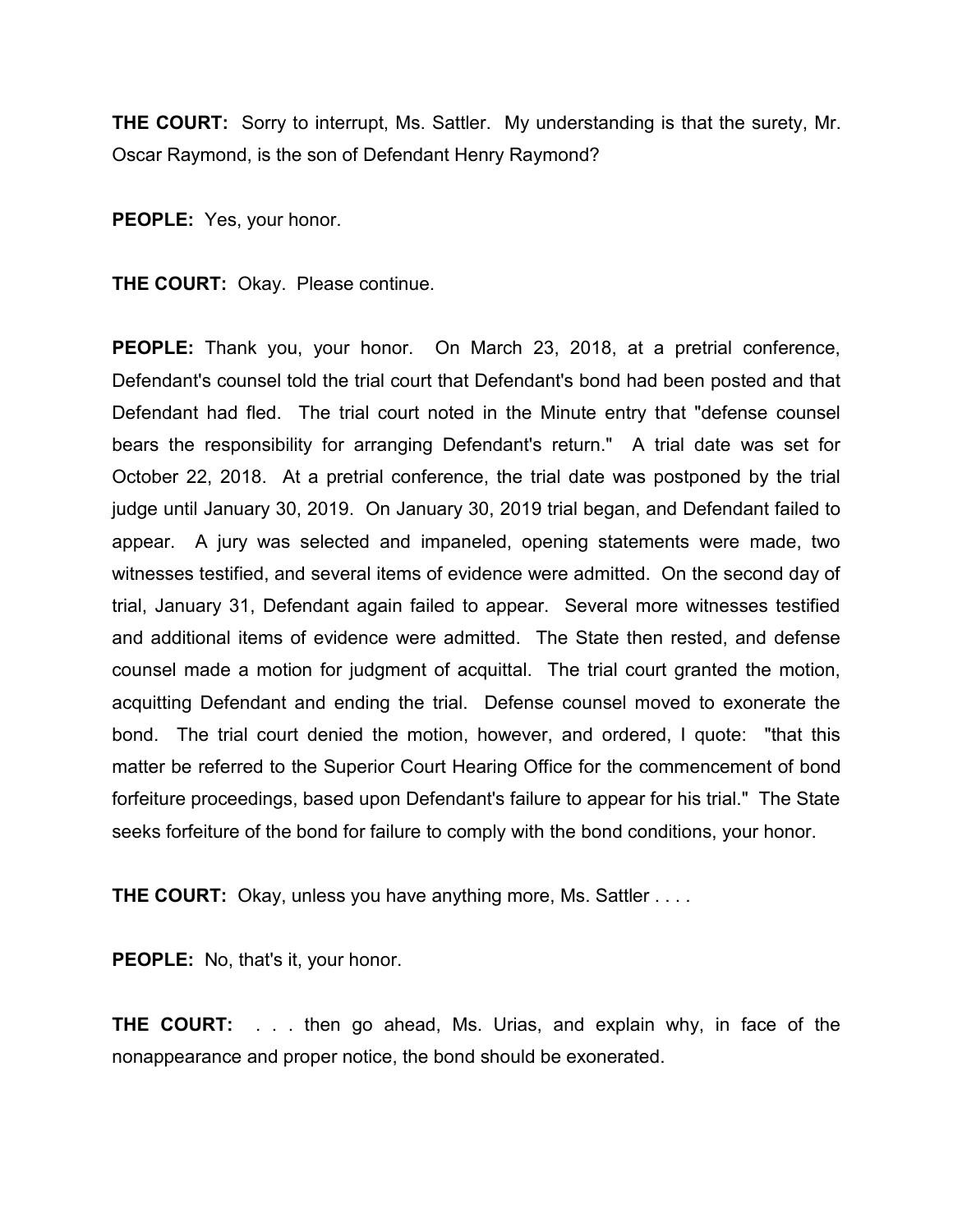**THE COURT:** Sorry to interrupt, Ms. Sattler. My understanding is that the surety, Mr. Oscar Raymond, is the son of Defendant Henry Raymond?

**PEOPLE:** Yes, your honor.

**THE COURT:** Okay. Please continue.

**PEOPLE:** Thank you, your honor. On March 23, 2018, at a pretrial conference, Defendant's counsel told the trial court that Defendant's bond had been posted and that Defendant had fled. The trial court noted in the Minute entry that "defense counsel bears the responsibility for arranging Defendant's return." A trial date was set for October 22, 2018. At a pretrial conference, the trial date was postponed by the trial judge until January 30, 2019. On January 30, 2019 trial began, and Defendant failed to appear. A jury was selected and impaneled, opening statements were made, two witnesses testified, and several items of evidence were admitted. On the second day of trial, January 31, Defendant again failed to appear. Several more witnesses testified and additional items of evidence were admitted. The State then rested, and defense counsel made a motion for judgment of acquittal. The trial court granted the motion, acquitting Defendant and ending the trial. Defense counsel moved to exonerate the bond. The trial court denied the motion, however, and ordered, I quote: "that this matter be referred to the Superior Court Hearing Office for the commencement of bond forfeiture proceedings, based upon Defendant's failure to appear for his trial." The State seeks forfeiture of the bond for failure to comply with the bond conditions, your honor.

**THE COURT:** Okay, unless you have anything more, Ms. Sattler . . . .

**PEOPLE:** No, that's it, your honor.

**THE COURT:** . . . then go ahead, Ms. Urias, and explain why, in face of the nonappearance and proper notice, the bond should be exonerated.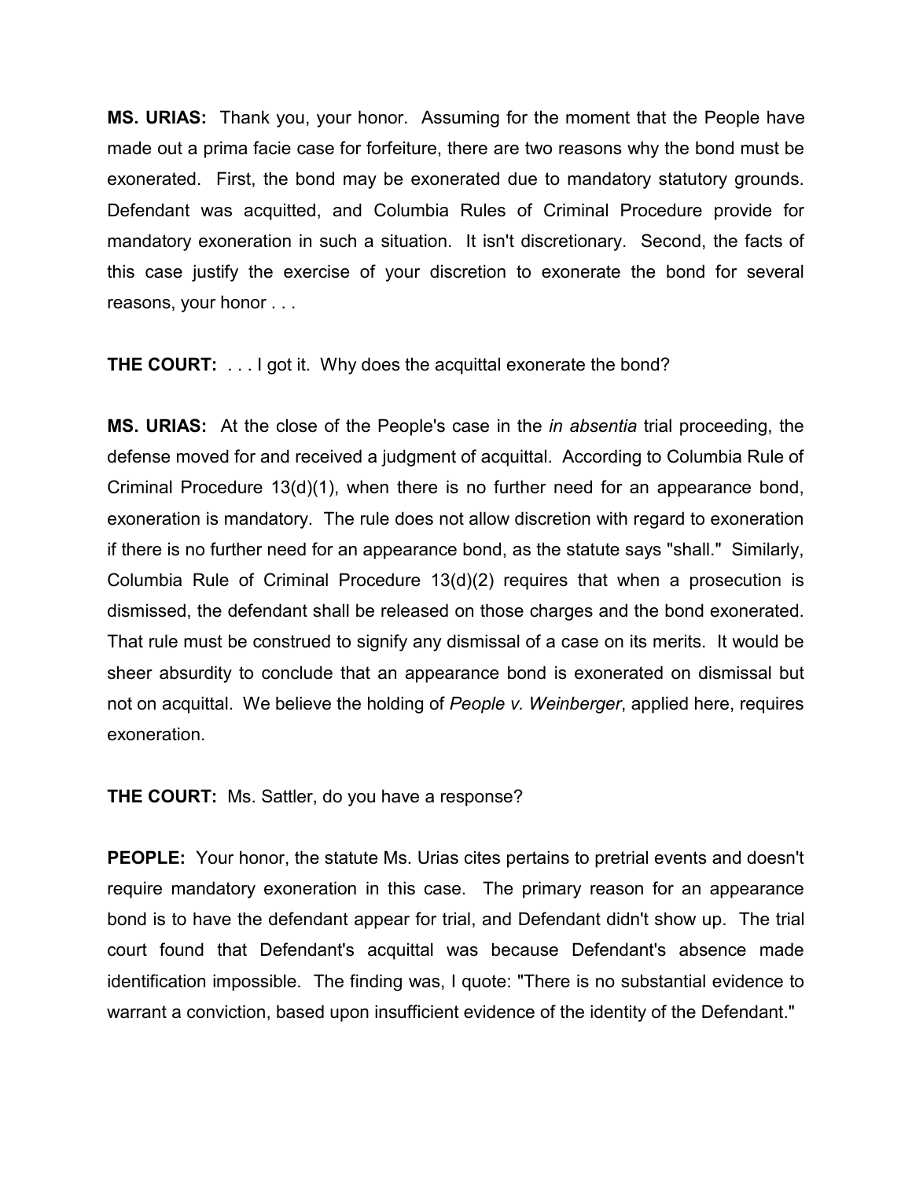**MS. URIAS:** Thank you, your honor. Assuming for the moment that the People have made out a prima facie case for forfeiture, there are two reasons why the bond must be exonerated. First, the bond may be exonerated due to mandatory statutory grounds. Defendant was acquitted, and Columbia Rules of Criminal Procedure provide for mandatory exoneration in such a situation. It isn't discretionary. Second, the facts of this case justify the exercise of your discretion to exonerate the bond for several reasons, your honor . . .

**THE COURT:** . . . I got it. Why does the acquittal exonerate the bond?

**MS. URIAS:** At the close of the People's case in the *in absentia* trial proceeding, the defense moved for and received a judgment of acquittal. According to Columbia Rule of Criminal Procedure 13(d)(1), when there is no further need for an appearance bond, exoneration is mandatory. The rule does not allow discretion with regard to exoneration if there is no further need for an appearance bond, as the statute says "shall." Similarly, Columbia Rule of Criminal Procedure 13(d)(2) requires that when a prosecution is dismissed, the defendant shall be released on those charges and the bond exonerated. That rule must be construed to signify any dismissal of a case on its merits. It would be sheer absurdity to conclude that an appearance bond is exonerated on dismissal but not on acquittal. We believe the holding of *People v. Weinberger*, applied here, requires exoneration.

**THE COURT:** Ms. Sattler, do you have a response?

**PEOPLE:** Your honor, the statute Ms. Urias cites pertains to pretrial events and doesn't require mandatory exoneration in this case. The primary reason for an appearance bond is to have the defendant appear for trial, and Defendant didn't show up. The trial court found that Defendant's acquittal was because Defendant's absence made identification impossible. The finding was, I quote: "There is no substantial evidence to warrant a conviction, based upon insufficient evidence of the identity of the Defendant."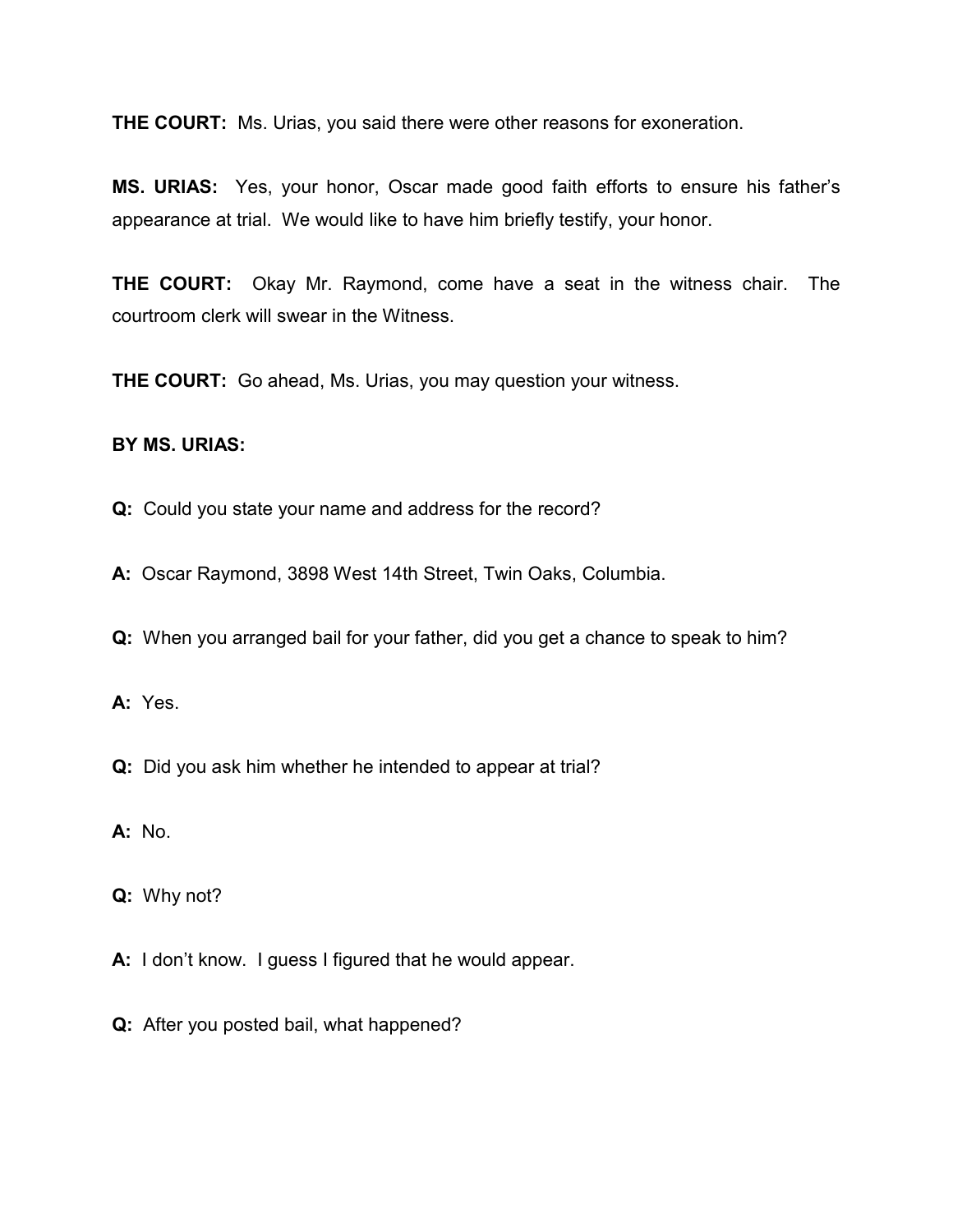**THE COURT:** Ms. Urias, you said there were other reasons for exoneration.

**MS. URIAS:** Yes, your honor, Oscar made good faith efforts to ensure his father's appearance at trial. We would like to have him briefly testify, your honor.

**THE COURT:** Okay Mr. Raymond, come have a seat in the witness chair. The courtroom clerk will swear in the Witness.

**THE COURT:** Go ahead, Ms. Urias, you may question your witness.

**BY MS. URIAS:**

**Q:** Could you state your name and address for the record?

**A:** Oscar Raymond, 3898 West 14th Street, Twin Oaks, Columbia.

**Q:** When you arranged bail for your father, did you get a chance to speak to him?

**A:** Yes.

**Q:** Did you ask him whether he intended to appear at trial?

**A:** No.

**Q:** Why not?

**A:** I don't know. I guess I figured that he would appear.

**Q:** After you posted bail, what happened?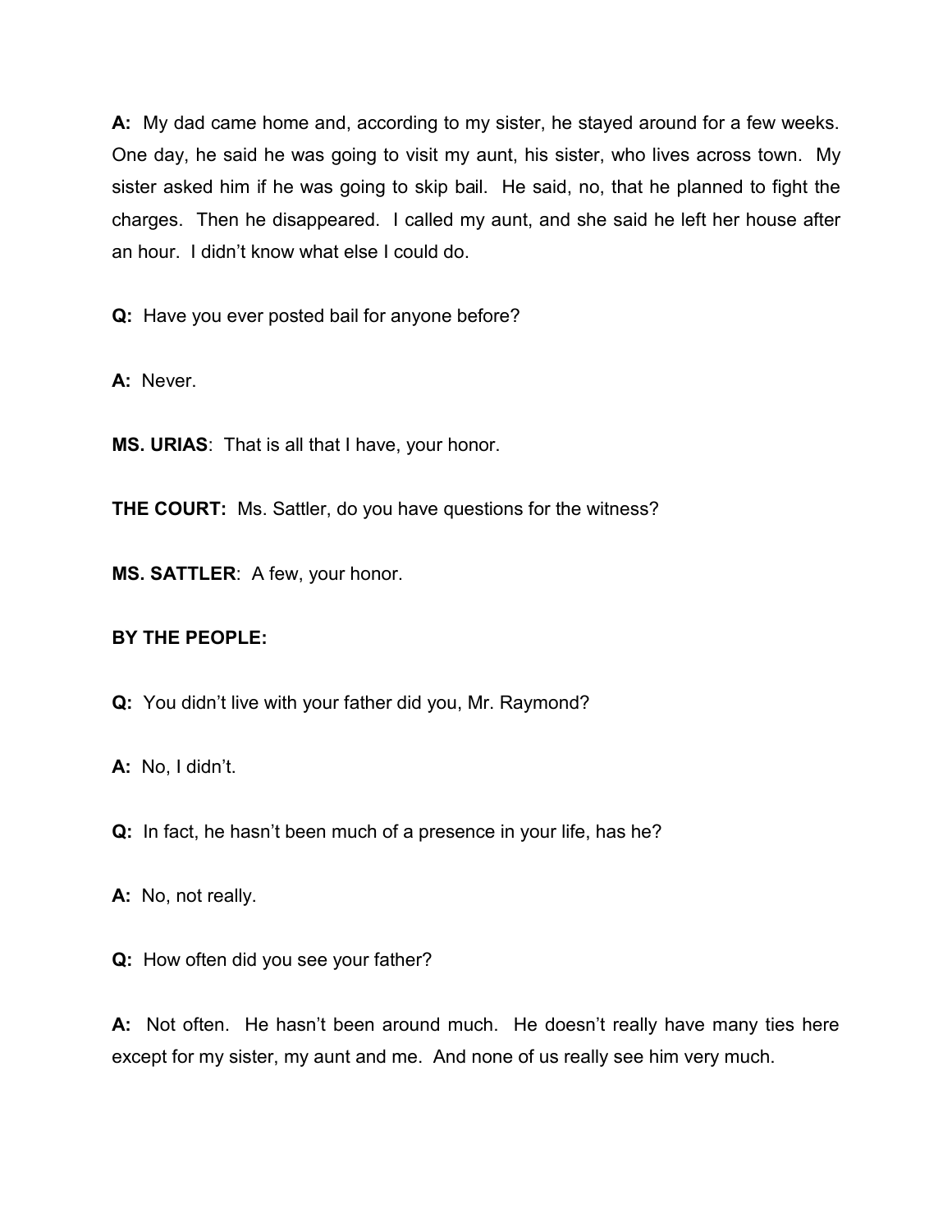**A:** My dad came home and, according to my sister, he stayed around for a few weeks. One day, he said he was going to visit my aunt, his sister, who lives across town. My sister asked him if he was going to skip bail. He said, no, that he planned to fight the charges. Then he disappeared. I called my aunt, and she said he left her house after an hour. I didn't know what else I could do.

**Q:** Have you ever posted bail for anyone before?

**A:** Never.

**MS. URIAS**: That is all that I have, your honor.

**THE COURT:** Ms. Sattler, do you have questions for the witness?

**MS. SATTLER**: A few, your honor.

**BY THE PEOPLE:**

**Q:** You didn't live with your father did you, Mr. Raymond?

**A:** No, I didn't.

**Q:** In fact, he hasn't been much of a presence in your life, has he?

**A:** No, not really.

**Q:** How often did you see your father?

**A:** Not often. He hasn't been around much. He doesn't really have many ties here except for my sister, my aunt and me. And none of us really see him very much.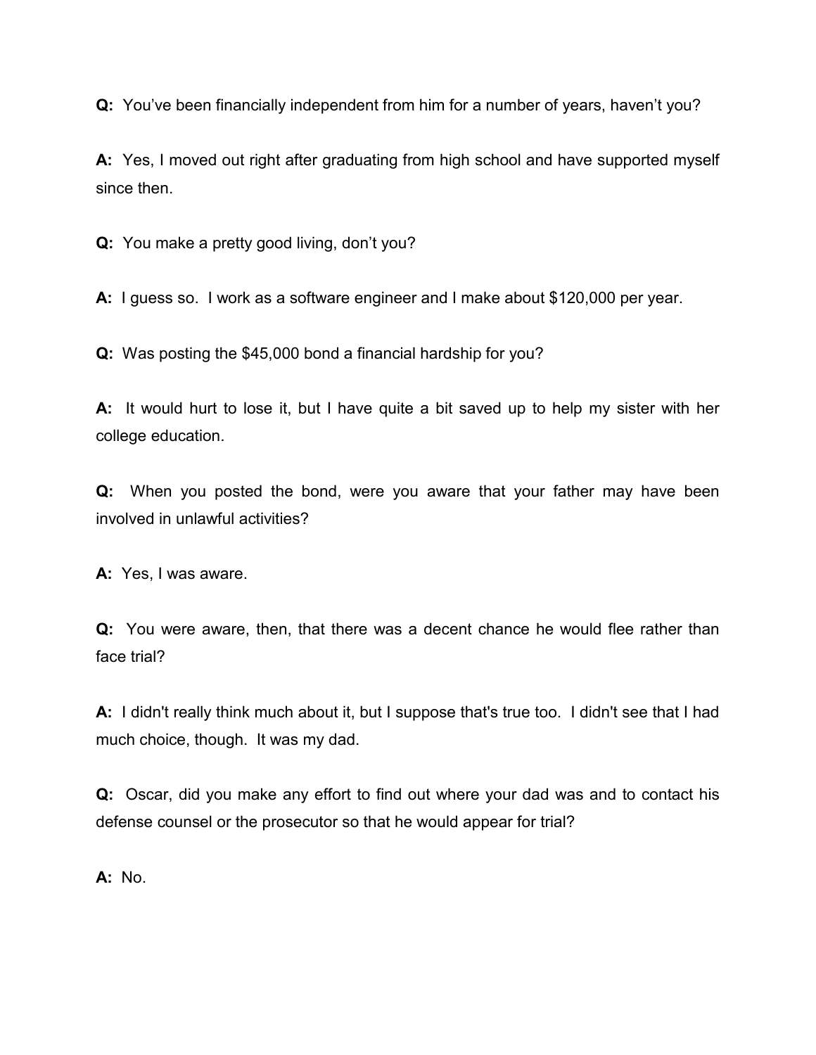**Q:** You've been financially independent from him for a number of years, haven't you?

**A:** Yes, I moved out right after graduating from high school and have supported myself since then.

**Q:** You make a pretty good living, don't you?

**A:** I guess so. I work as a software engineer and I make about $120,000 per year.

**Q:** Was posting the $45,000 bond a financial hardship for you?

**A:** It would hurt to lose it, but I have quite a bit saved up to help my sister with her college education.

**Q:** When you posted the bond, were you aware that your father may have been involved in unlawful activities?

**A:** Yes, I was aware.

**Q:** You were aware, then, that there was a decent chance he would flee rather than face trial?

**A:** I didn't really think much about it, but I suppose that's true too. I didn't see that I had much choice, though. It was my dad.

**Q:** Oscar, did you make any effort to find out where your dad was and to contact his defense counsel or the prosecutor so that he would appear for trial?

**A:** No.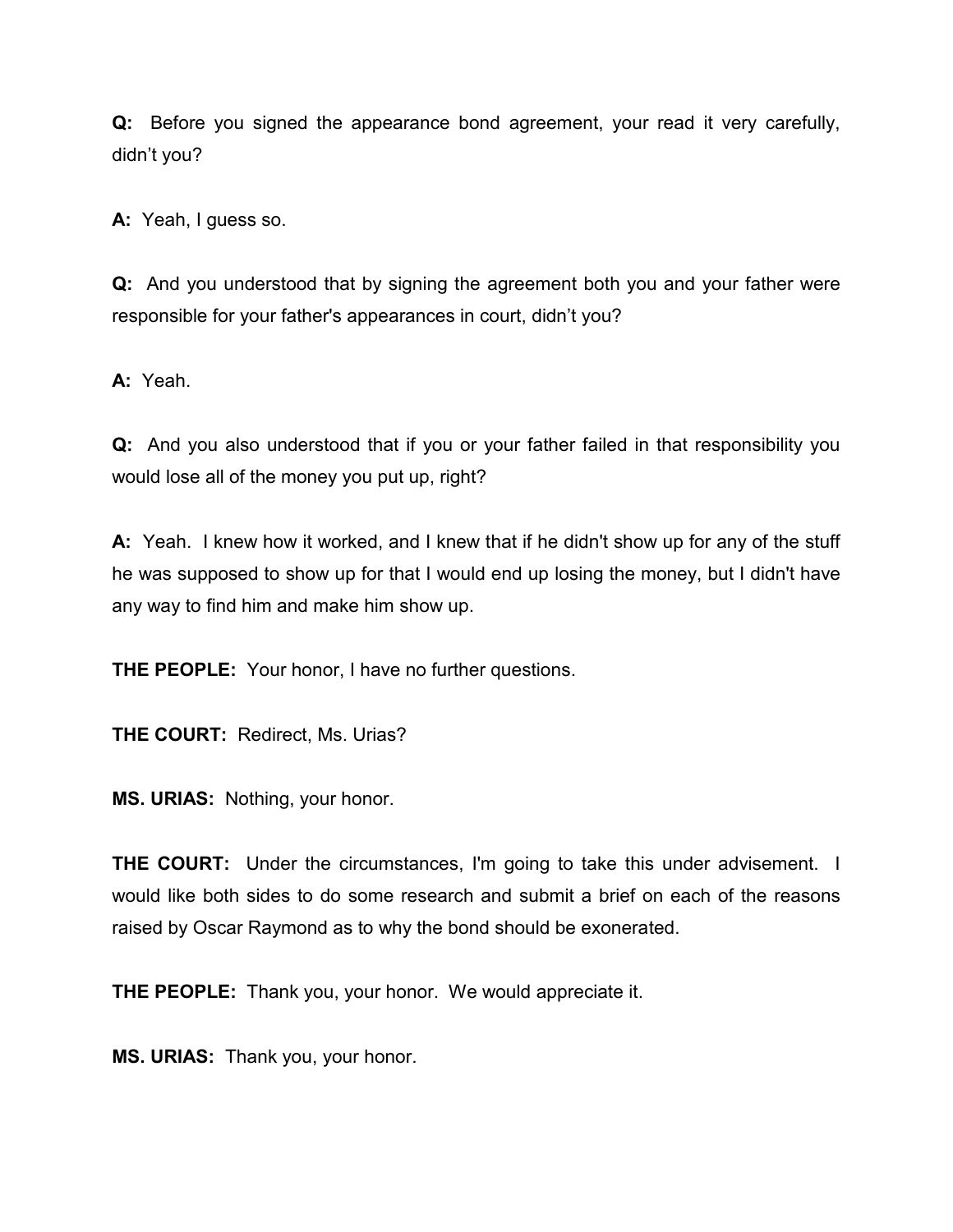**Q:** Before you signed the appearance bond agreement, your read it very carefully, didn't you?

**A:** Yeah, I guess so.

**Q:** And you understood that by signing the agreement both you and your father were responsible for your father's appearances in court, didn't you?

**A:** Yeah.

**Q:** And you also understood that if you or your father failed in that responsibility you would lose all of the money you put up, right?

**A:** Yeah. I knew how it worked, and I knew that if he didn't show up for any of the stuff he was supposed to show up for that I would end up losing the money, but I didn't have any way to find him and make him show up.

**THE PEOPLE:** Your honor, I have no further questions.

**THE COURT:** Redirect, Ms. Urias?

**MS. URIAS:** Nothing, your honor.

**THE COURT:** Under the circumstances, I'm going to take this under advisement. I would like both sides to do some research and submit a brief on each of the reasons raised by Oscar Raymond as to why the bond should be exonerated.

**THE PEOPLE:** Thank you, your honor. We would appreciate it.

**MS. URIAS:** Thank you, your honor.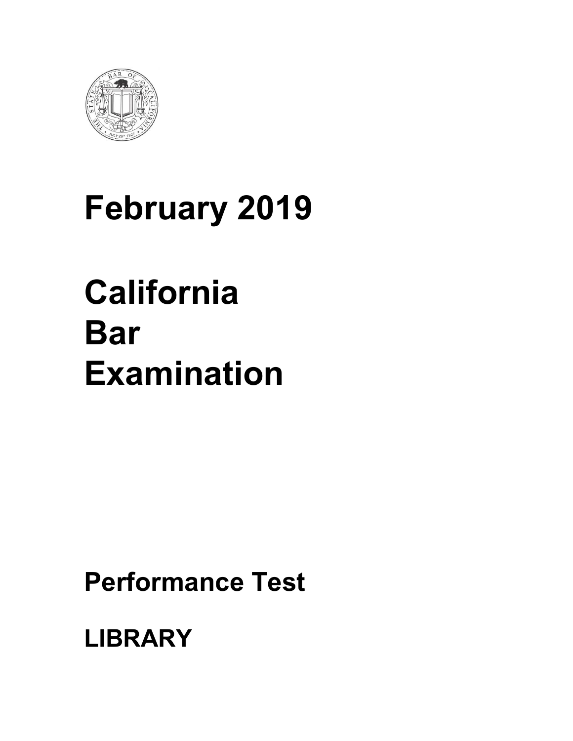# February 2019

# California Bar Examination

## Performance Test

## LIBRARY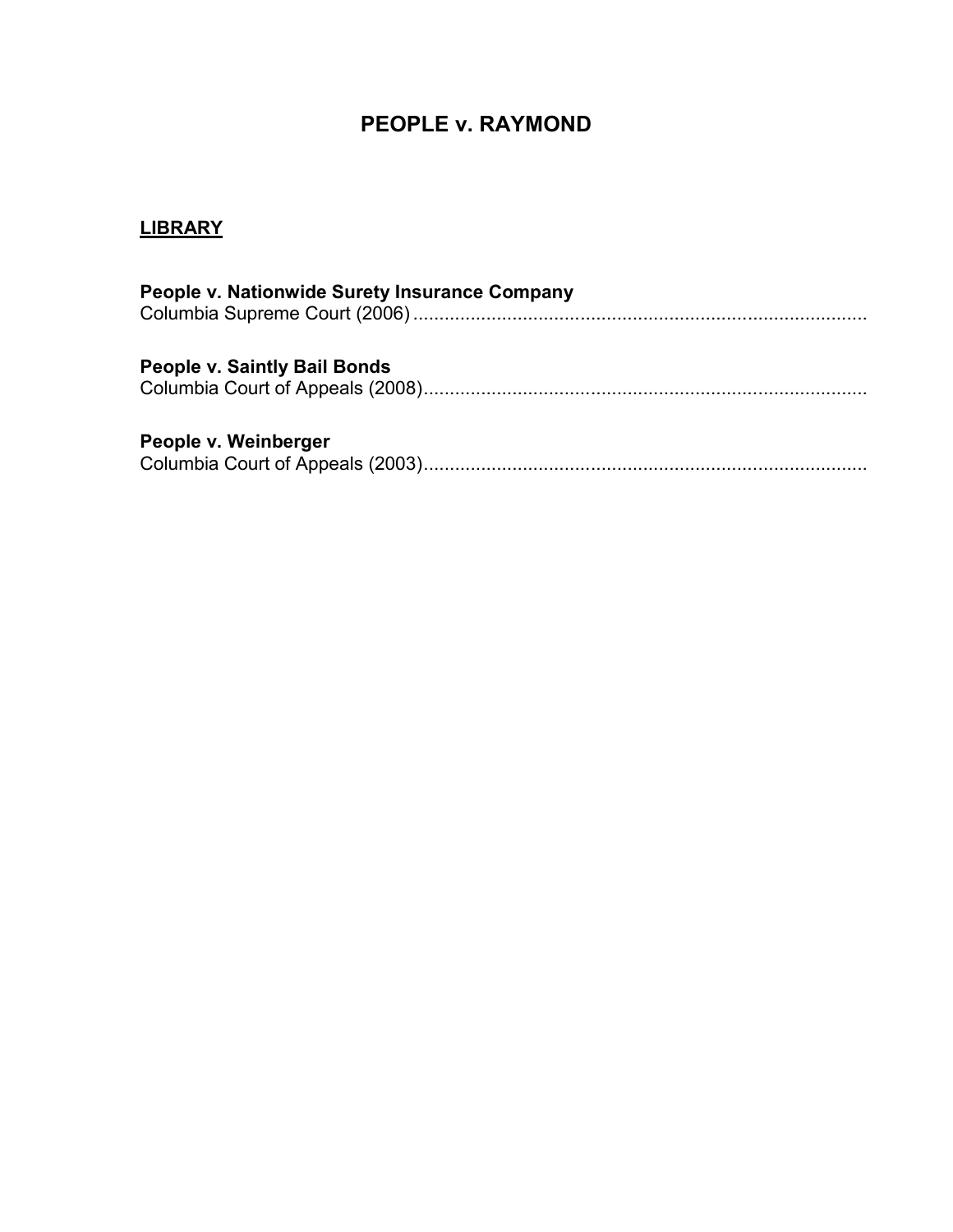# PEOPLE v. RAYMOND

## LIBRARY

**People v. Nationwide Surety Insurance Company**
Columbia Supreme Court (2006) ........................................................................................

**People v. Saintly Bail Bonds**
Columbia Court of Appeals (2008)....................................................................................

**People v. Weinberger**
Columbia Court of Appeals (2003)....................................................................................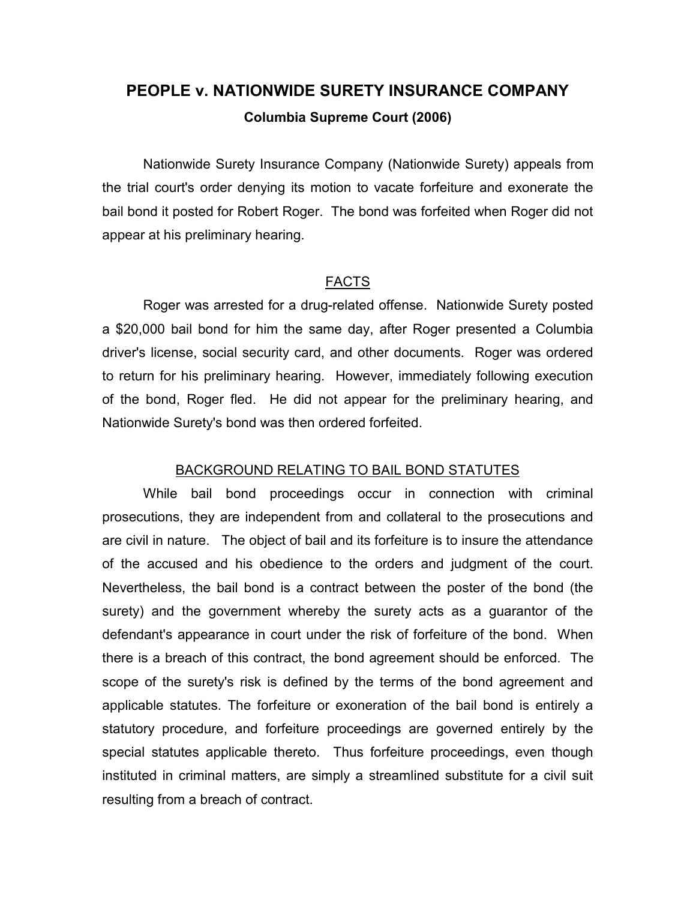# PEOPLE v. NATIONWIDE SURETY INSURANCE COMPANY

**Columbia Supreme Court (2006)**

Nationwide Surety Insurance Company (Nationwide Surety) appeals from the trial court's order denying its motion to vacate forfeiture and exonerate the bail bond it posted for Robert Roger. The bond was forfeited when Roger did not appear at his preliminary hearing.

## FACTS

Roger was arrested for a drug-related offense. Nationwide Surety posted a $20,000 bail bond for him the same day, after Roger presented a Columbia driver's license, social security card, and other documents. Roger was ordered to return for his preliminary hearing. However, immediately following execution of the bond, Roger fled. He did not appear for the preliminary hearing, and Nationwide Surety's bond was then ordered forfeited.

## BACKGROUND RELATING TO BAIL BOND STATUTES

While bail bond proceedings occur in connection with criminal prosecutions, they are independent from and collateral to the prosecutions and are civil in nature. The object of bail and its forfeiture is to insure the attendance of the accused and his obedience to the orders and judgment of the court. Nevertheless, the bail bond is a contract between the poster of the bond (the surety) and the government whereby the surety acts as a guarantor of the defendant's appearance in court under the risk of forfeiture of the bond. When there is a breach of this contract, the bond agreement should be enforced. The scope of the surety's risk is defined by the terms of the bond agreement and applicable statutes. The forfeiture or exoneration of the bail bond is entirely a statutory procedure, and forfeiture proceedings are governed entirely by the special statutes applicable thereto. Thus forfeiture proceedings, even though instituted in criminal matters, are simply a streamlined substitute for a civil suit resulting from a breach of contract.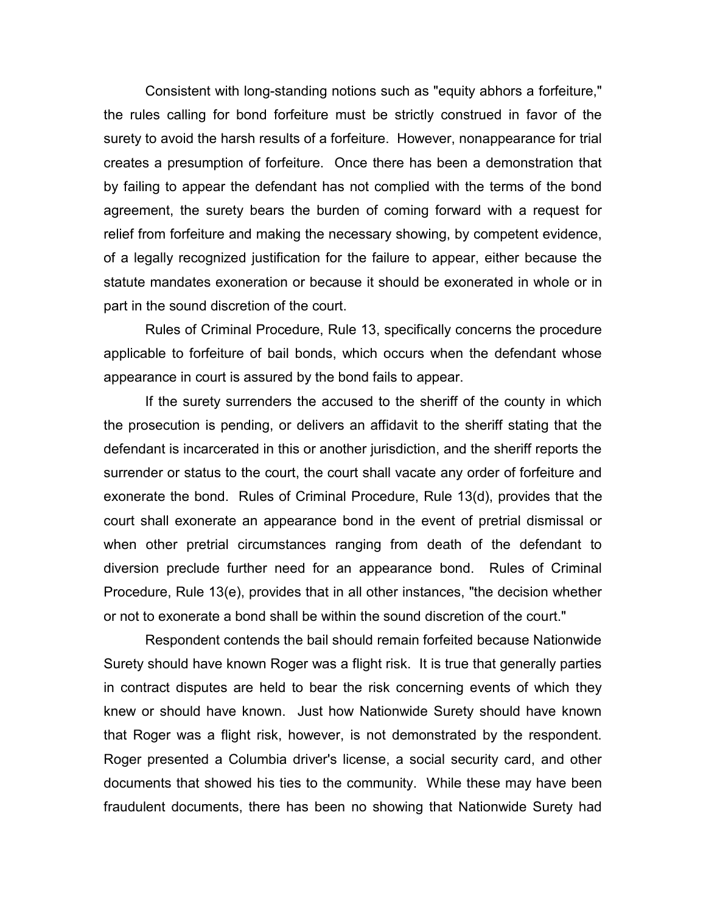Consistent with long-standing notions such as "equity abhors a forfeiture," the rules calling for bond forfeiture must be strictly construed in favor of the surety to avoid the harsh results of a forfeiture. However, nonappearance for trial creates a presumption of forfeiture. Once there has been a demonstration that by failing to appear the defendant has not complied with the terms of the bond agreement, the surety bears the burden of coming forward with a request for relief from forfeiture and making the necessary showing, by competent evidence, of a legally recognized justification for the failure to appear, either because the statute mandates exoneration or because it should be exonerated in whole or in part in the sound discretion of the court.

Rules of Criminal Procedure, Rule 13, specifically concerns the procedure applicable to forfeiture of bail bonds, which occurs when the defendant whose appearance in court is assured by the bond fails to appear.

If the surety surrenders the accused to the sheriff of the county in which the prosecution is pending, or delivers an affidavit to the sheriff stating that the defendant is incarcerated in this or another jurisdiction, and the sheriff reports the surrender or status to the court, the court shall vacate any order of forfeiture and exonerate the bond. Rules of Criminal Procedure, Rule 13(d), provides that the court shall exonerate an appearance bond in the event of pretrial dismissal or when other pretrial circumstances ranging from death of the defendant to diversion preclude further need for an appearance bond. Rules of Criminal Procedure, Rule 13(e), provides that in all other instances, "the decision whether or not to exonerate a bond shall be within the sound discretion of the court."

Respondent contends the bail should remain forfeited because Nationwide Surety should have known Roger was a flight risk. It is true that generally parties in contract disputes are held to bear the risk concerning events of which they knew or should have known. Just how Nationwide Surety should have known that Roger was a flight risk, however, is not demonstrated by the respondent. Roger presented a Columbia driver's license, a social security card, and other documents that showed his ties to the community. While these may have been fraudulent documents, there has been no showing that Nationwide Surety had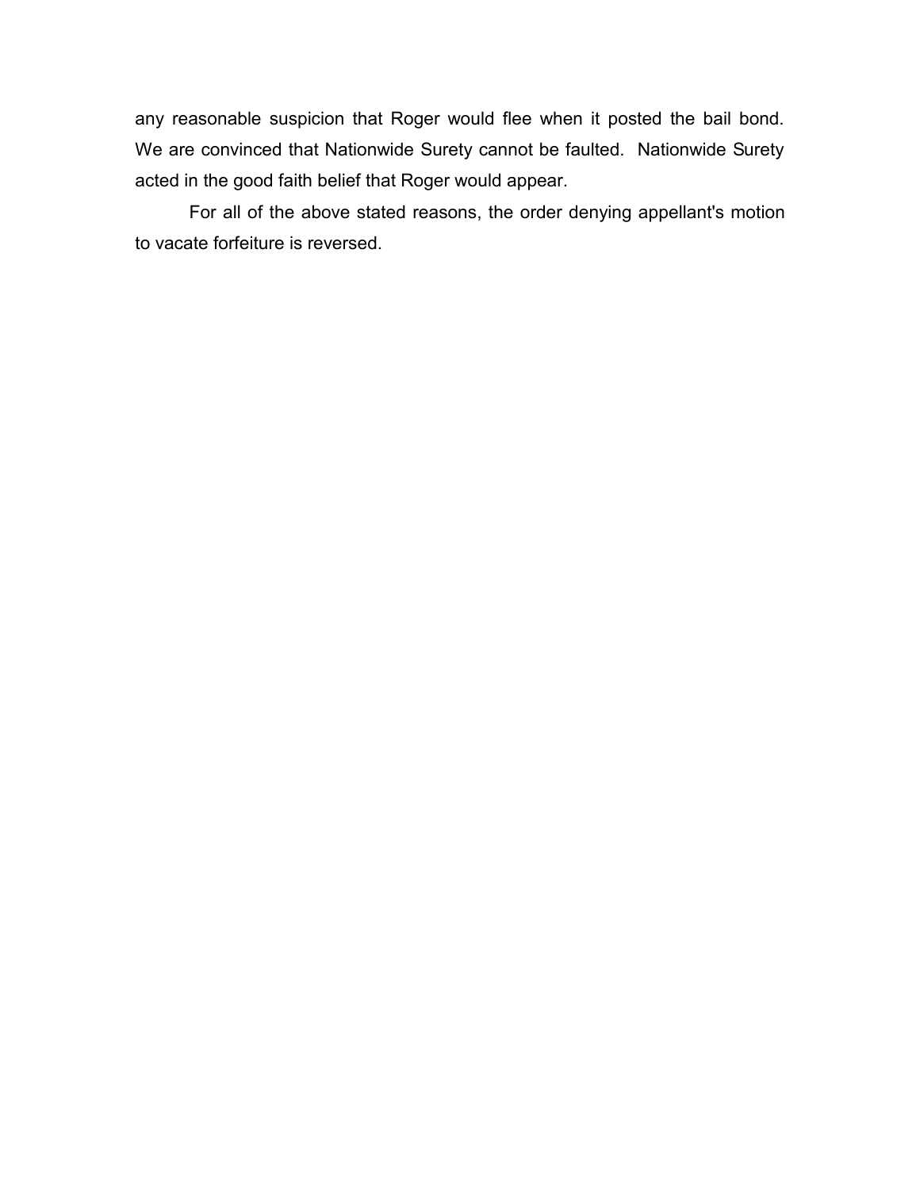any reasonable suspicion that Roger would flee when it posted the bail bond. We are convinced that Nationwide Surety cannot be faulted. Nationwide Surety acted in the good faith belief that Roger would appear.

For all of the above stated reasons, the order denying appellant's motion to vacate forfeiture is reversed.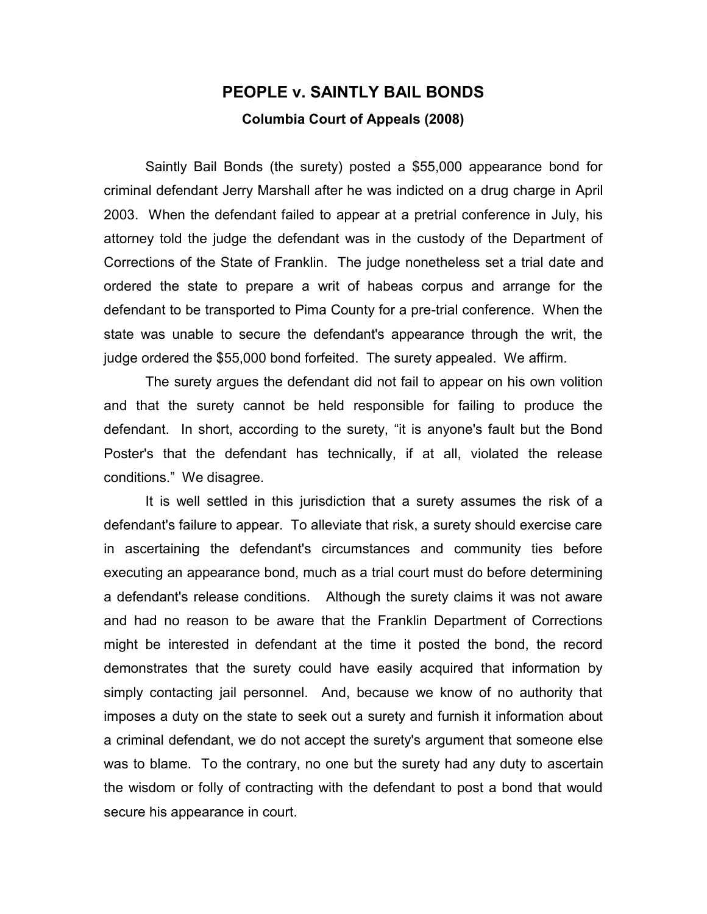# PEOPLE v. SAINTLY BAIL BONDS

### Columbia Court of Appeals (2008)

Saintly Bail Bonds (the surety) posted a $55,000 appearance bond for criminal defendant Jerry Marshall after he was indicted on a drug charge in April 2003. When the defendant failed to appear at a pretrial conference in July, his attorney told the judge the defendant was in the custody of the Department of Corrections of the State of Franklin. The judge nonetheless set a trial date and ordered the state to prepare a writ of habeas corpus and arrange for the defendant to be transported to Pima County for a pre-trial conference. When the state was unable to secure the defendant's appearance through the writ, the judge ordered the $55,000 bond forfeited. The surety appealed. We affirm.

The surety argues the defendant did not fail to appear on his own volition and that the surety cannot be held responsible for failing to produce the defendant. In short, according to the surety, "it is anyone's fault but the Bond Poster's that the defendant has technically, if at all, violated the release conditions." We disagree.

It is well settled in this jurisdiction that a surety assumes the risk of a defendant's failure to appear. To alleviate that risk, a surety should exercise care in ascertaining the defendant's circumstances and community ties before executing an appearance bond, much as a trial court must do before determining a defendant's release conditions. Although the surety claims it was not aware and had no reason to be aware that the Franklin Department of Corrections might be interested in defendant at the time it posted the bond, the record demonstrates that the surety could have easily acquired that information by simply contacting jail personnel. And, because we know of no authority that imposes a duty on the state to seek out a surety and furnish it information about a criminal defendant, we do not accept the surety's argument that someone else was to blame. To the contrary, no one but the surety had any duty to ascertain the wisdom or folly of contracting with the defendant to post a bond that would secure his appearance in court.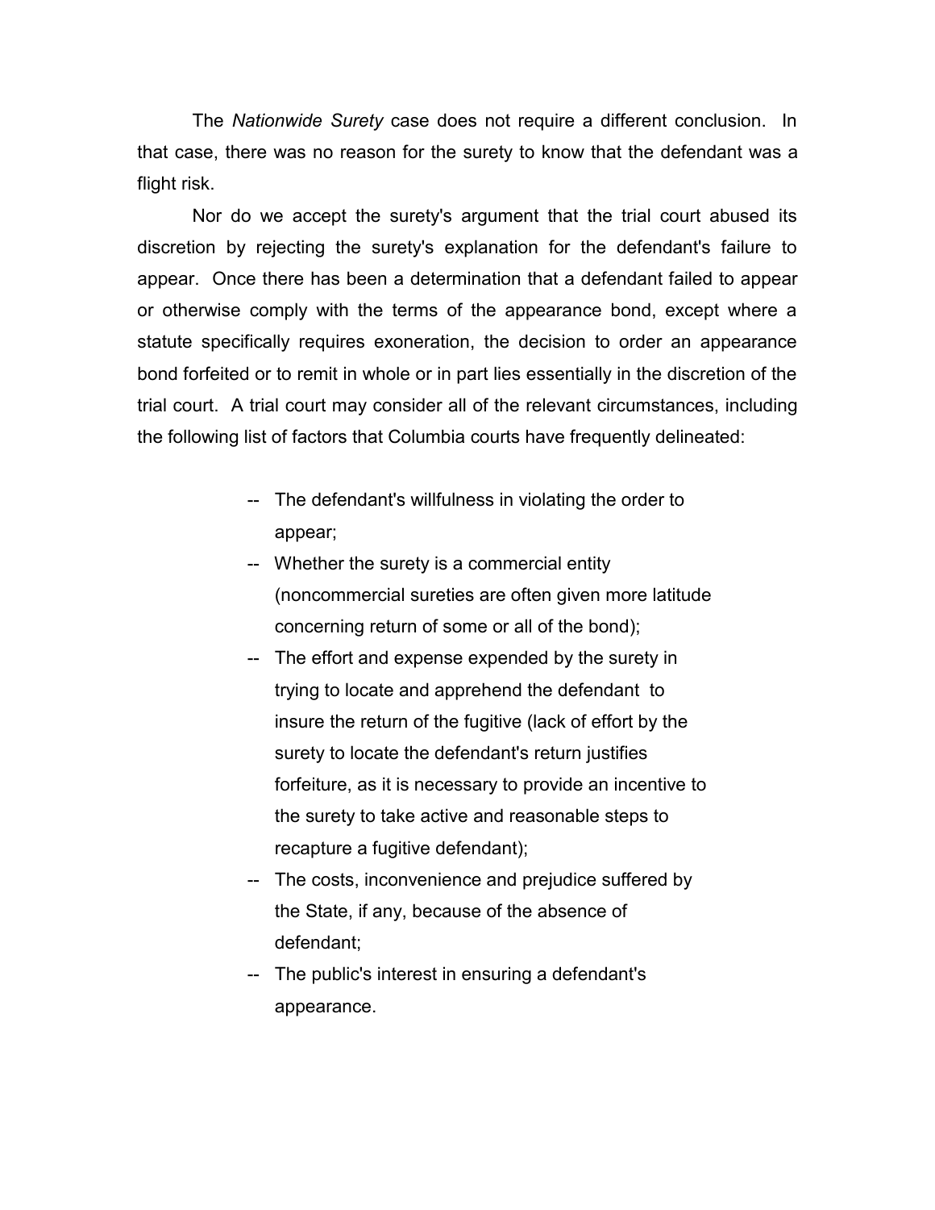The *Nationwide Surety* case does not require a different conclusion. In that case, there was no reason for the surety to know that the defendant was a flight risk.

Nor do we accept the surety's argument that the trial court abused its discretion by rejecting the surety's explanation for the defendant's failure to appear. Once there has been a determination that a defendant failed to appear or otherwise comply with the terms of the appearance bond, except where a statute specifically requires exoneration, the decision to order an appearance bond forfeited or to remit in whole or in part lies essentially in the discretion of the trial court. A trial court may consider all of the relevant circumstances, including the following list of factors that Columbia courts have frequently delineated:

- -- The defendant's willfulness in violating the order to appear;
- -- Whether the surety is a commercial entity (noncommercial sureties are often given more latitude concerning return of some or all of the bond);
- -- The effort and expense expended by the surety in trying to locate and apprehend the defendant to insure the return of the fugitive (lack of effort by the surety to locate the defendant's return justifies forfeiture, as it is necessary to provide an incentive to the surety to take active and reasonable steps to recapture a fugitive defendant);
- -- The costs, inconvenience and prejudice suffered by the State, if any, because of the absence of defendant;
- -- The public's interest in ensuring a defendant's appearance.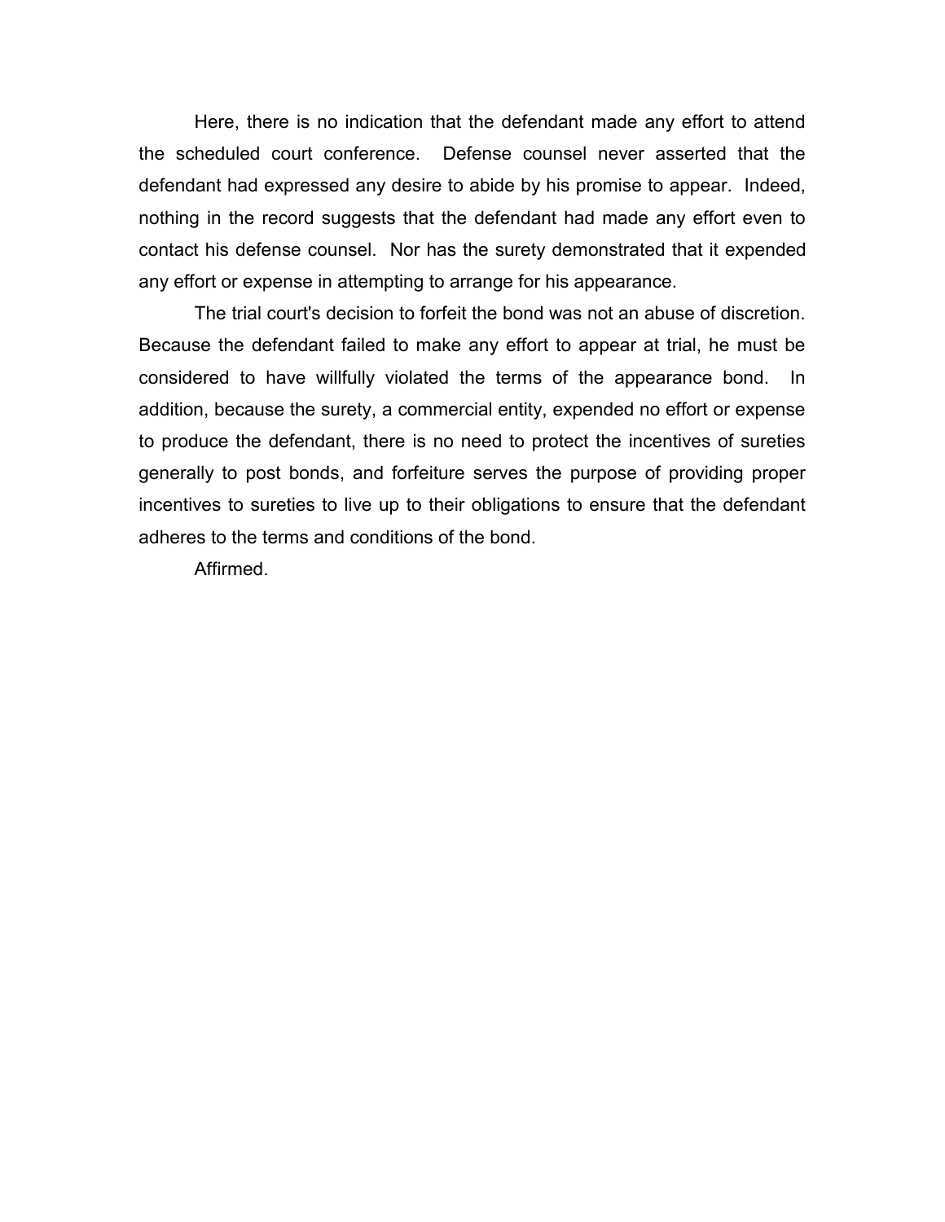Here, there is no indication that the defendant made any effort to attend the scheduled court conference. Defense counsel never asserted that the defendant had expressed any desire to abide by his promise to appear. Indeed, nothing in the record suggests that the defendant had made any effort even to contact his defense counsel. Nor has the surety demonstrated that it expended any effort or expense in attempting to arrange for his appearance.

The trial court's decision to forfeit the bond was not an abuse of discretion. Because the defendant failed to make any effort to appear at trial, he must be considered to have willfully violated the terms of the appearance bond. In addition, because the surety, a commercial entity, expended no effort or expense to produce the defendant, there is no need to protect the incentives of sureties generally to post bonds, and forfeiture serves the purpose of providing proper incentives to sureties to live up to their obligations to ensure that the defendant adheres to the terms and conditions of the bond.

Affirmed.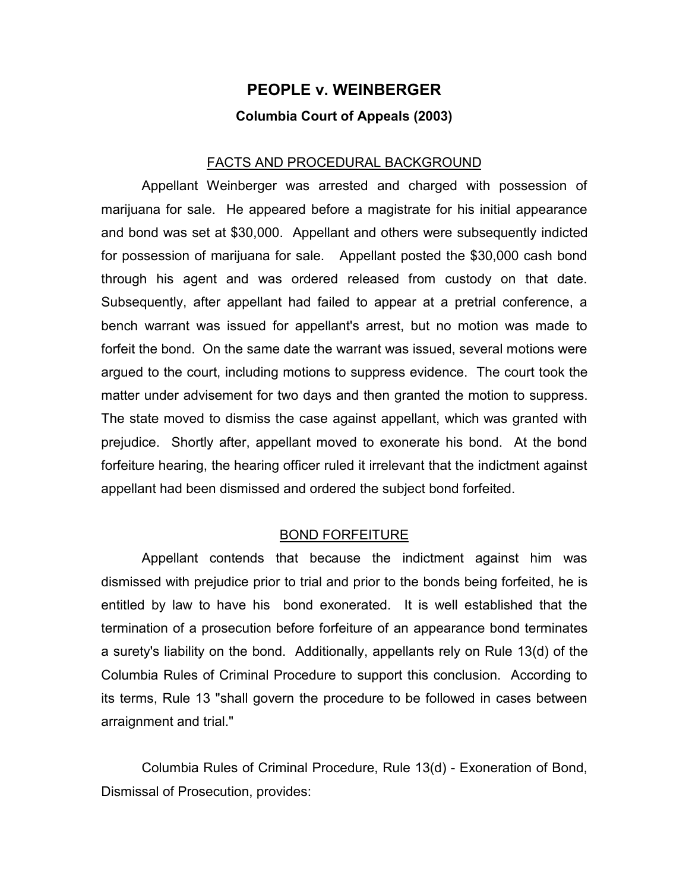# PEOPLE v. WEINBERGER

### Columbia Court of Appeals (2003)

## FACTS AND PROCEDURAL BACKGROUND

Appellant Weinberger was arrested and charged with possession of marijuana for sale. He appeared before a magistrate for his initial appearance and bond was set at $30,000. Appellant and others were subsequently indicted for possession of marijuana for sale. Appellant posted the $30,000 cash bond through his agent and was ordered released from custody on that date. Subsequently, after appellant had failed to appear at a pretrial conference, a bench warrant was issued for appellant's arrest, but no motion was made to forfeit the bond. On the same date the warrant was issued, several motions were argued to the court, including motions to suppress evidence. The court took the matter under advisement for two days and then granted the motion to suppress. The state moved to dismiss the case against appellant, which was granted with prejudice. Shortly after, appellant moved to exonerate his bond. At the bond forfeiture hearing, the hearing officer ruled it irrelevant that the indictment against appellant had been dismissed and ordered the subject bond forfeited.

## BOND FORFEITURE

Appellant contends that because the indictment against him was dismissed with prejudice prior to trial and prior to the bonds being forfeited, he is entitled by law to have his bond exonerated. It is well established that the termination of a prosecution before forfeiture of an appearance bond terminates a surety's liability on the bond. Additionally, appellants rely on Rule 13(d) of the Columbia Rules of Criminal Procedure to support this conclusion. According to its terms, Rule 13 "shall govern the procedure to be followed in cases between arraignment and trial."

Columbia Rules of Criminal Procedure, Rule 13(d) - Exoneration of Bond, Dismissal of Prosecution, provides: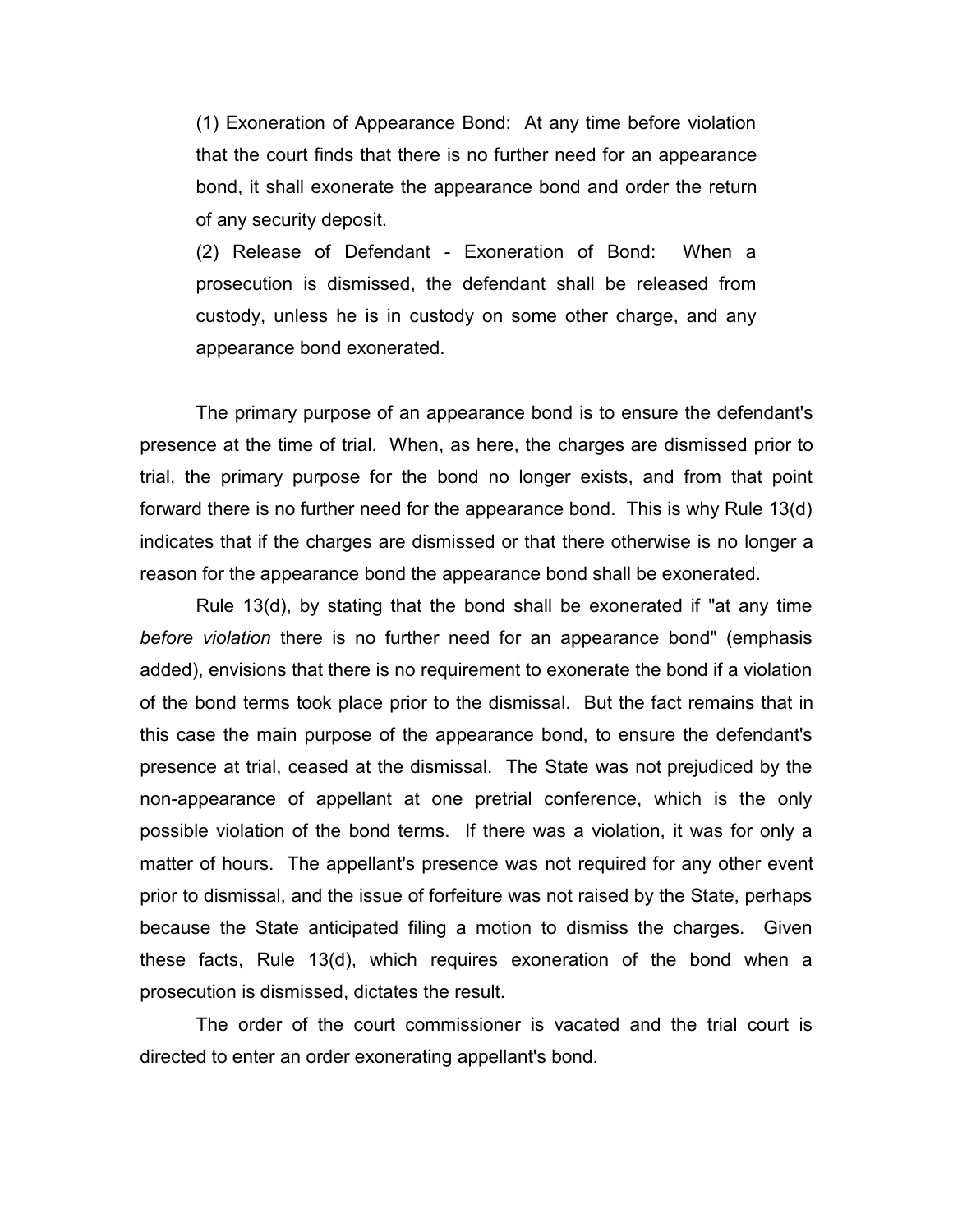(1) Exoneration of Appearance Bond: At any time before violation that the court finds that there is no further need for an appearance bond, it shall exonerate the appearance bond and order the return of any security deposit.

(2) Release of Defendant - Exoneration of Bond: When a prosecution is dismissed, the defendant shall be released from custody, unless he is in custody on some other charge, and any appearance bond exonerated.

The primary purpose of an appearance bond is to ensure the defendant's presence at the time of trial. When, as here, the charges are dismissed prior to trial, the primary purpose for the bond no longer exists, and from that point forward there is no further need for the appearance bond. This is why Rule 13(d) indicates that if the charges are dismissed or that there otherwise is no longer a reason for the appearance bond the appearance bond shall be exonerated.

Rule 13(d), by stating that the bond shall be exonerated if "at any time *before violation* there is no further need for an appearance bond" (emphasis added), envisions that there is no requirement to exonerate the bond if a violation of the bond terms took place prior to the dismissal. But the fact remains that in this case the main purpose of the appearance bond, to ensure the defendant's presence at trial, ceased at the dismissal. The State was not prejudiced by the non-appearance of appellant at one pretrial conference, which is the only possible violation of the bond terms. If there was a violation, it was for only a matter of hours. The appellant's presence was not required for any other event prior to dismissal, and the issue of forfeiture was not raised by the State, perhaps because the State anticipated filing a motion to dismiss the charges. Given these facts, Rule 13(d), which requires exoneration of the bond when a prosecution is dismissed, dictates the result.

The order of the court commissioner is vacated and the trial court is directed to enter an order exonerating appellant's bond.